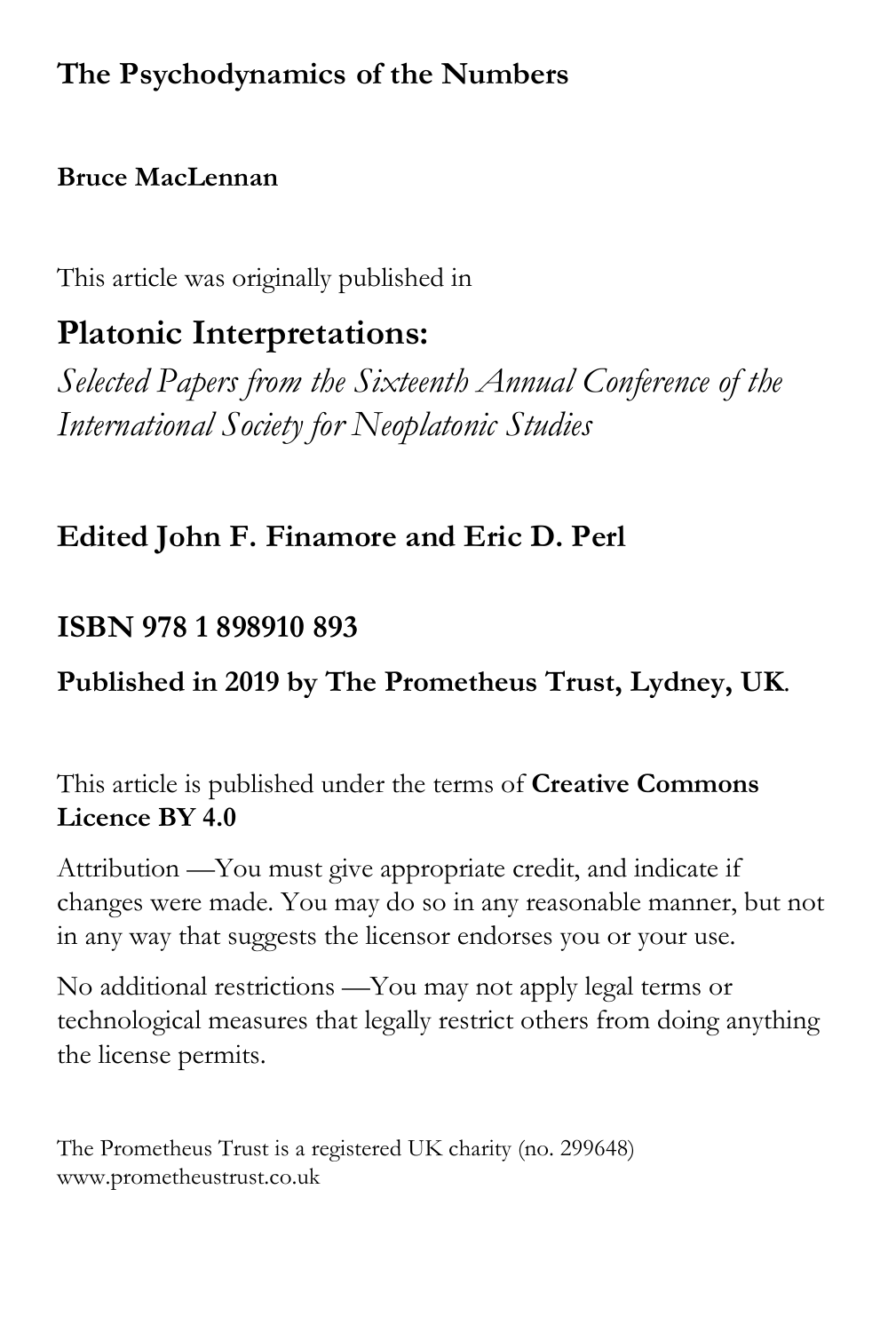**The Psychodynamics of the Numbers**

**Bruce MacLennan**

This article was originally published in

## Platonic Interpretations:

*Selected Papers from the Sixteenth Annual Conference of the International Society for Neoplatonic Studies*

**Edited John F. Finamore and Eric D. Perl**

**ISBN 978 1 898910 893**

**Published in 2019 by The Prometheus Trust, Lydney, UK**.

This article is published under the terms of **Creative Commons Licence BY 4.0**

Attribution —You must give appropriate credit, and indicate if changes were made. You may do so in any reasonable manner, but not in any way that suggests the licensor endorses you or your use.

No additional restrictions —You may not apply legal terms or technological measures that legally restrict others from doing anything the license permits.

The Prometheus Trust is a registered UK charity (no. 299648)
www.prometheustrust.co.uk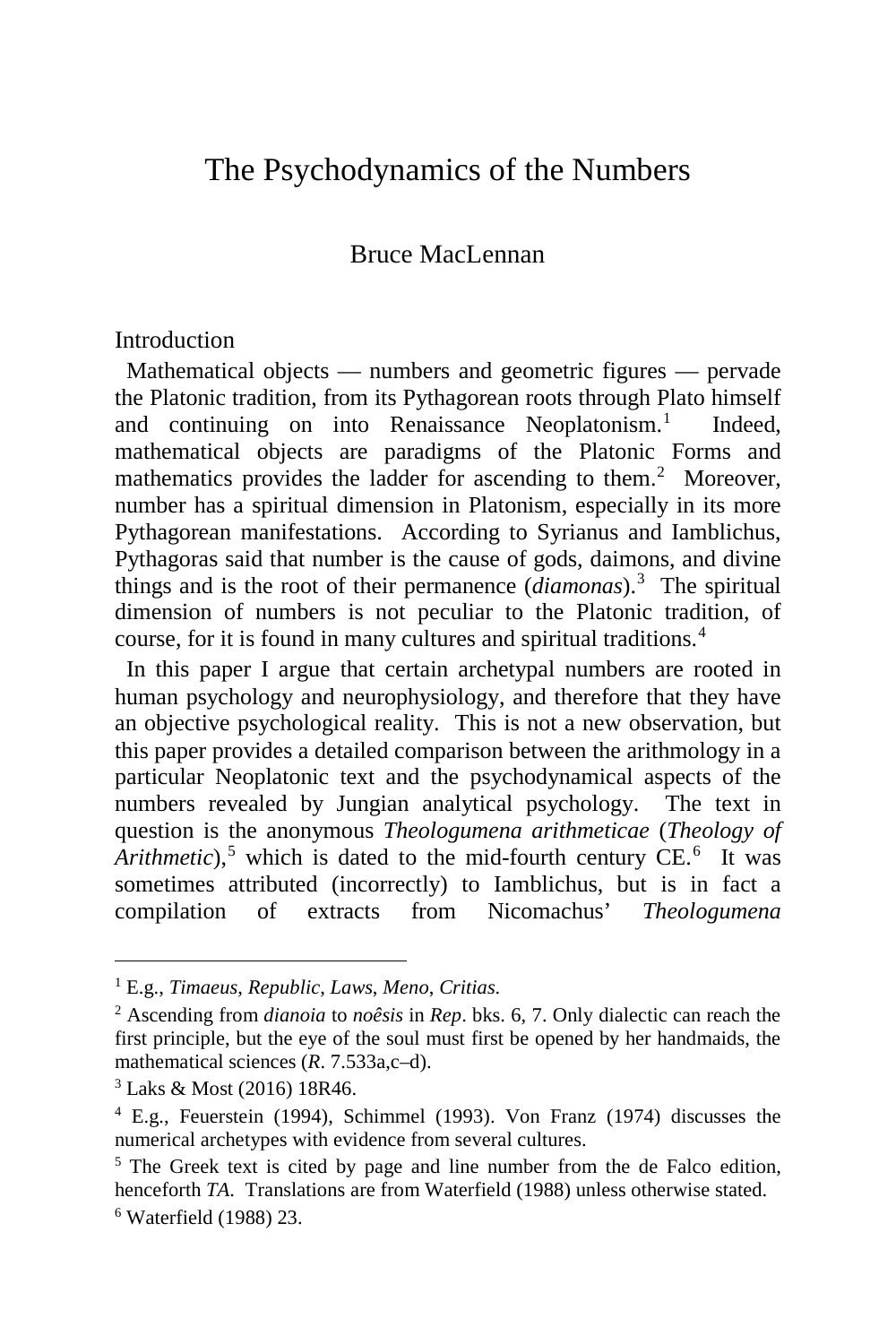# The Psychodynamics of the Numbers

Bruce MacLennan

## Introduction

Mathematical objects — numbers and geometric figures — pervade the Platonic tradition, from its Pythagorean roots through Plato himself and continuing on into Renaissance Neoplatonism.[1] Indeed, mathematical objects are paradigms of the Platonic Forms and mathematics provides the ladder for ascending to them.[2] Moreover, number has a spiritual dimension in Platonism, especially in its more Pythagorean manifestations. According to Syrianus and Iamblichus, Pythagoras said that number is the cause of gods, daimons, and divine things and is the root of their permanence (*diamonas*).[3] The spiritual dimension of numbers is not peculiar to the Platonic tradition, of course, for it is found in many cultures and spiritual traditions.[4]

In this paper I argue that certain archetypal numbers are rooted in human psychology and neurophysiology, and therefore that they have an objective psychological reality. This is not a new observation, but this paper provides a detailed comparison between the arithmology in a particular Neoplatonic text and the psychodynamical aspects of the numbers revealed by Jungian analytical psychology. The text in question is the anonymous *Theologumena arithmeticae* (*Theology of Arithmetic*),[5] which is dated to the mid-fourth century CE.[6] It was sometimes attributed (incorrectly) to Iamblichus, but is in fact a compilation of extracts from Nicomachus' *Theologumena*

---

[1] E.g., *Timaeus*, *Republic*, *Laws*, *Meno*, *Critias*.

[2] Ascending from *dianoia* to *noêsis* in *Rep*. bks. 6, 7. Only dialectic can reach the first principle, but the eye of the soul must first be opened by her handmaids, the mathematical sciences (*R*. 7.533a,c–d).

[3] Laks & Most (2016) 18R46.

[4] E.g., Feuerstein (1994), Schimmel (1993). Von Franz (1974) discusses the numerical archetypes with evidence from several cultures.

[5] The Greek text is cited by page and line number from the de Falco edition, henceforth *TA*. Translations are from Waterfield (1988) unless otherwise stated.

[6] Waterfield (1988) 23.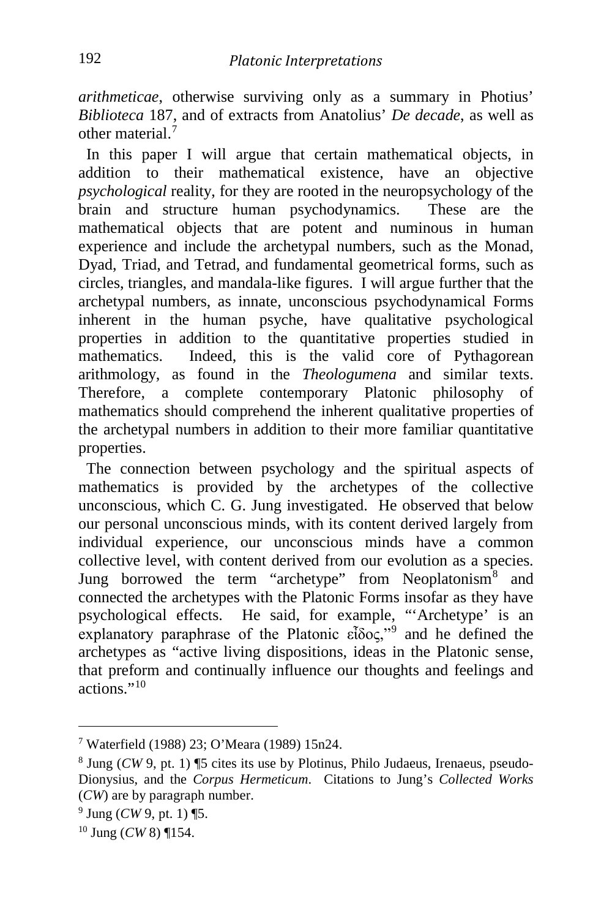*arithmeticae*, otherwise surviving only as a summary in Photius' *Biblioteca* 187, and of extracts from Anatolius' *De decade*, as well as other material.[7]

In this paper I will argue that certain mathematical objects, in addition to their mathematical existence, have an objective *psychological* reality, for they are rooted in the neuropsychology of the brain and structure human psychodynamics. These are the mathematical objects that are potent and numinous in human experience and include the archetypal numbers, such as the Monad, Dyad, Triad, and Tetrad, and fundamental geometrical forms, such as circles, triangles, and mandala-like figures. I will argue further that the archetypal numbers, as innate, unconscious psychodynamical Forms inherent in the human psyche, have qualitative psychological properties in addition to the quantitative properties studied in mathematics. Indeed, this is the valid core of Pythagorean arithmology, as found in the *Theologumena* and similar texts. Therefore, a complete contemporary Platonic philosophy of mathematics should comprehend the inherent qualitative properties of the archetypal numbers in addition to their more familiar quantitative properties.

The connection between psychology and the spiritual aspects of mathematics is provided by the archetypes of the collective unconscious, which C. G. Jung investigated. He observed that below our personal unconscious minds, with its content derived largely from individual experience, our unconscious minds have a common collective level, with content derived from our evolution as a species. Jung borrowed the term "archetype" from Neoplatonism[8] and connected the archetypes with the Platonic Forms insofar as they have psychological effects. He said, for example, "'Archetype' is an explanatory paraphrase of the Platonic εἶδος,"[9] and he defined the archetypes as "active living dispositions, ideas in the Platonic sense, that preform and continually influence our thoughts and feelings and actions."[10]

---

[7] Waterfield (1988) 23; O'Meara (1989) 15n24.

[8] Jung (*CW* 9, pt. 1) ¶5 cites its use by Plotinus, Philo Judaeus, Irenaeus, pseudo-Dionysius, and the *Corpus Hermeticum*. Citations to Jung's *Collected Works* (*CW*) are by paragraph number.

[9] Jung (*CW* 9, pt. 1) ¶5.

[10] Jung (*CW* 8) ¶154.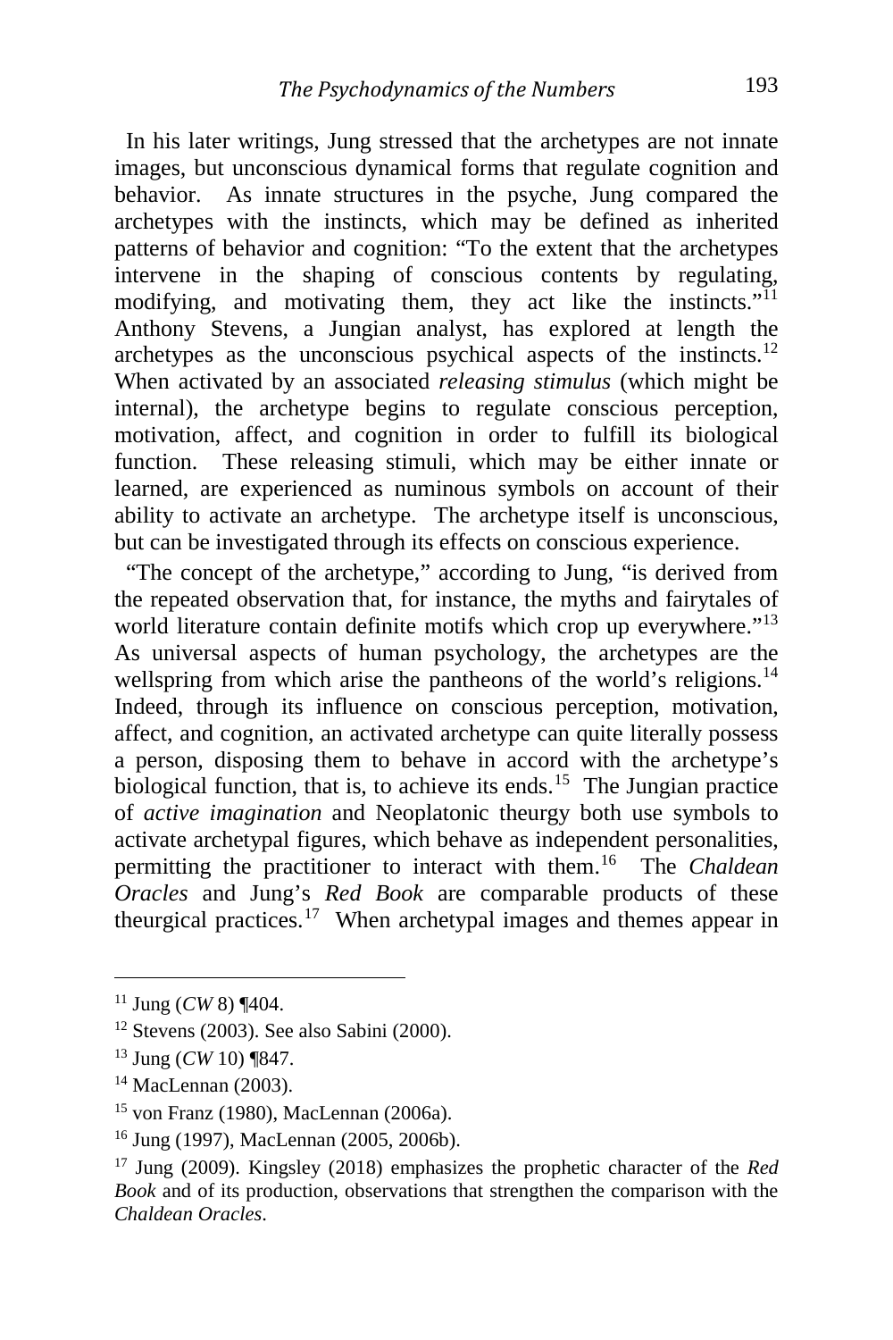In his later writings, Jung stressed that the archetypes are not innate images, but unconscious dynamical forms that regulate cognition and behavior. As innate structures in the psyche, Jung compared the archetypes with the instincts, which may be defined as inherited patterns of behavior and cognition: "To the extent that the archetypes intervene in the shaping of conscious contents by regulating, modifying, and motivating them, they act like the instincts."[11] Anthony Stevens, a Jungian analyst, has explored at length the archetypes as the unconscious psychical aspects of the instincts.[12] When activated by an associated *releasing stimulus* (which might be internal), the archetype begins to regulate conscious perception, motivation, affect, and cognition in order to fulfill its biological function. These releasing stimuli, which may be either innate or learned, are experienced as numinous symbols on account of their ability to activate an archetype. The archetype itself is unconscious, but can be investigated through its effects on conscious experience.

"The concept of the archetype," according to Jung, "is derived from the repeated observation that, for instance, the myths and fairytales of world literature contain definite motifs which crop up everywhere."[13] As universal aspects of human psychology, the archetypes are the wellspring from which arise the pantheons of the world's religions.[14] Indeed, through its influence on conscious perception, motivation, affect, and cognition, an activated archetype can quite literally possess a person, disposing them to behave in accord with the archetype's biological function, that is, to achieve its ends.[15] The Jungian practice of *active imagination* and Neoplatonic theurgy both use symbols to activate archetypal figures, which behave as independent personalities, permitting the practitioner to interact with them.[16] The *Chaldean Oracles* and Jung's *Red Book* are comparable products of these theurgical practices.[17] When archetypal images and themes appear in

---

[11] Jung (*CW* 8) ¶404.

[12] Stevens (2003). See also Sabini (2000).

[13] Jung (*CW* 10) ¶847.

[14] MacLennan (2003).

[15] von Franz (1980), MacLennan (2006a).

[16] Jung (1997), MacLennan (2005, 2006b).

[17] Jung (2009). Kingsley (2018) emphasizes the prophetic character of the *Red Book* and of its production, observations that strengthen the comparison with the *Chaldean Oracles*.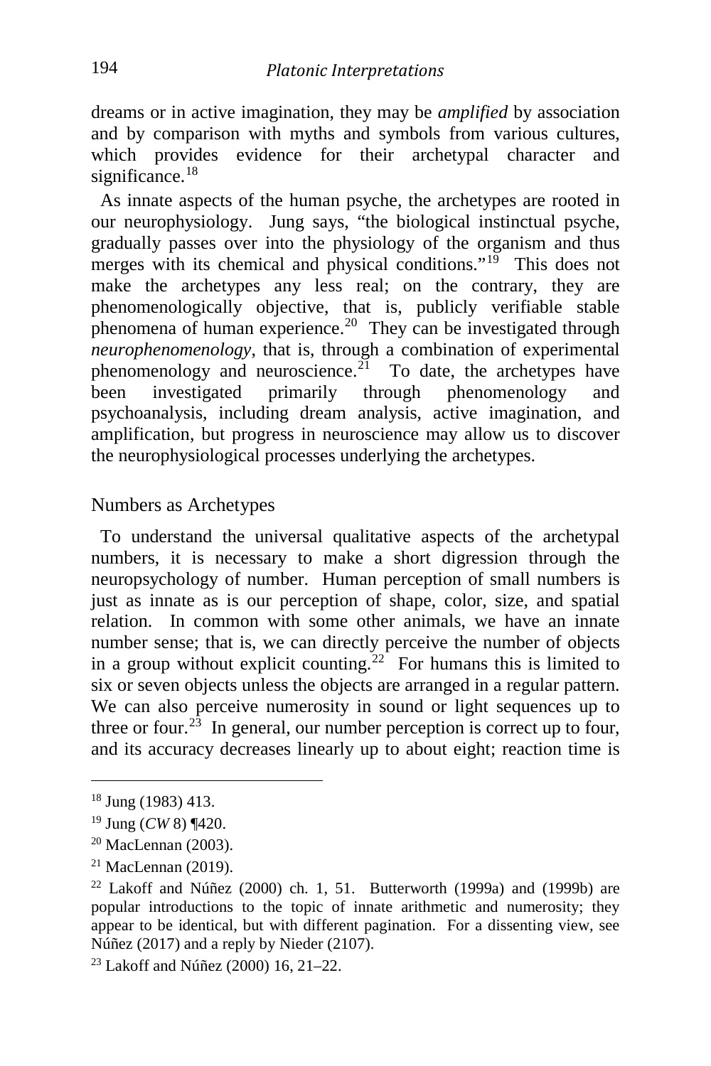dreams or in active imagination, they may be *amplified* by association and by comparison with myths and symbols from various cultures, which provides evidence for their archetypal character and significance.[18]

As innate aspects of the human psyche, the archetypes are rooted in our neurophysiology. Jung says, "the biological instinctual psyche, gradually passes over into the physiology of the organism and thus merges with its chemical and physical conditions."[19] This does not make the archetypes any less real; on the contrary, they are phenomenologically objective, that is, publicly verifiable stable phenomena of human experience.[20] They can be investigated through *neurophenomenology*, that is, through a combination of experimental phenomenology and neuroscience.[21] To date, the archetypes have been investigated primarily through phenomenology and psychoanalysis, including dream analysis, active imagination, and amplification, but progress in neuroscience may allow us to discover the neurophysiological processes underlying the archetypes.

## Numbers as Archetypes

To understand the universal qualitative aspects of the archetypal numbers, it is necessary to make a short digression through the neuropsychology of number. Human perception of small numbers is just as innate as is our perception of shape, color, size, and spatial relation. In common with some other animals, we have an innate number sense; that is, we can directly perceive the number of objects in a group without explicit counting.[22] For humans this is limited to six or seven objects unless the objects are arranged in a regular pattern. We can also perceive numerosity in sound or light sequences up to three or four.[23] In general, our number perception is correct up to four, and its accuracy decreases linearly up to about eight; reaction time is

---

[18] Jung (1983) 413.

[19] Jung (*CW* 8) ¶420.

[20] MacLennan (2003).

[21] MacLennan (2019).

[22] Lakoff and Núñez (2000) ch. 1, 51. Butterworth (1999a) and (1999b) are popular introductions to the topic of innate arithmetic and numerosity; they appear to be identical, but with different pagination. For a dissenting view, see Núñez (2017) and a reply by Nieder (2107).

[23] Lakoff and Núñez (2000) 16, 21–22.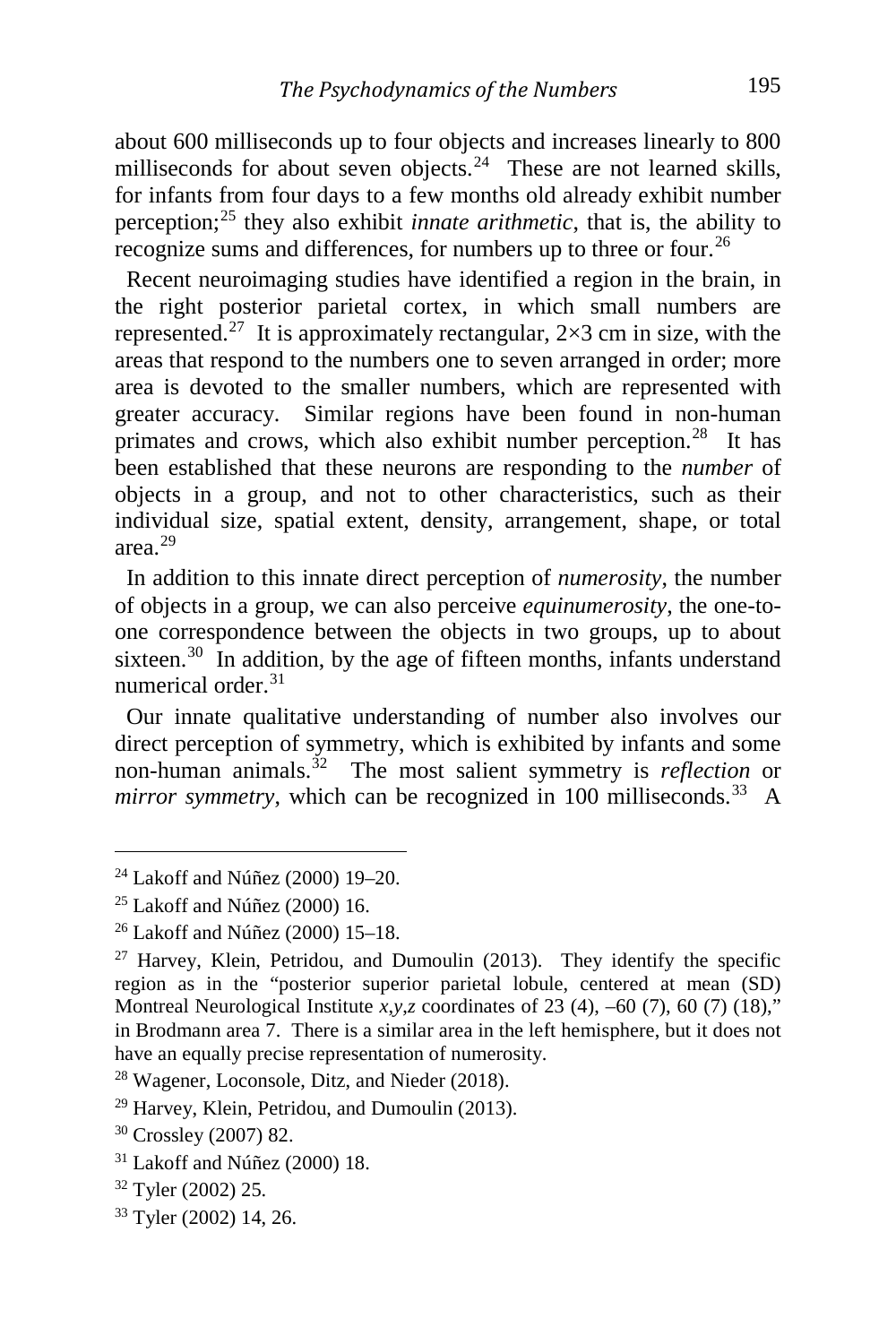about 600 milliseconds up to four objects and increases linearly to 800 milliseconds for about seven objects.[24] These are not learned skills, for infants from four days to a few months old already exhibit number perception;[25] they also exhibit *innate arithmetic*, that is, the ability to recognize sums and differences, for numbers up to three or four.[26]

Recent neuroimaging studies have identified a region in the brain, in the right posterior parietal cortex, in which small numbers are represented.[27] It is approximately rectangular, 2×3 cm in size, with the areas that respond to the numbers one to seven arranged in order; more area is devoted to the smaller numbers, which are represented with greater accuracy. Similar regions have been found in non-human primates and crows, which also exhibit number perception.[28] It has been established that these neurons are responding to the *number* of objects in a group, and not to other characteristics, such as their individual size, spatial extent, density, arrangement, shape, or total area.[29]

In addition to this innate direct perception of *numerosity*, the number of objects in a group, we can also perceive *equinumerosity*, the one-to-one correspondence between the objects in two groups, up to about sixteen.[30] In addition, by the age of fifteen months, infants understand numerical order.[31]

Our innate qualitative understanding of number also involves our direct perception of symmetry, which is exhibited by infants and some non-human animals.[32] The most salient symmetry is *reflection* or *mirror symmetry*, which can be recognized in 100 milliseconds.[33] A

---

[24] Lakoff and Núñez (2000) 19–20.

[25] Lakoff and Núñez (2000) 16.

[26] Lakoff and Núñez (2000) 15–18.

[27] Harvey, Klein, Petridou, and Dumoulin (2013). They identify the specific region as in the "posterior superior parietal lobule, centered at mean (SD) Montreal Neurological Institute *x,y,z* coordinates of 23 (4), –60 (7), 60 (7) (18)," in Brodmann area 7. There is a similar area in the left hemisphere, but it does not have an equally precise representation of numerosity.

[28] Wagener, Loconsole, Ditz, and Nieder (2018).

[29] Harvey, Klein, Petridou, and Dumoulin (2013).

[30] Crossley (2007) 82.

[31] Lakoff and Núñez (2000) 18.

[32] Tyler (2002) 25.

[33] Tyler (2002) 14, 26.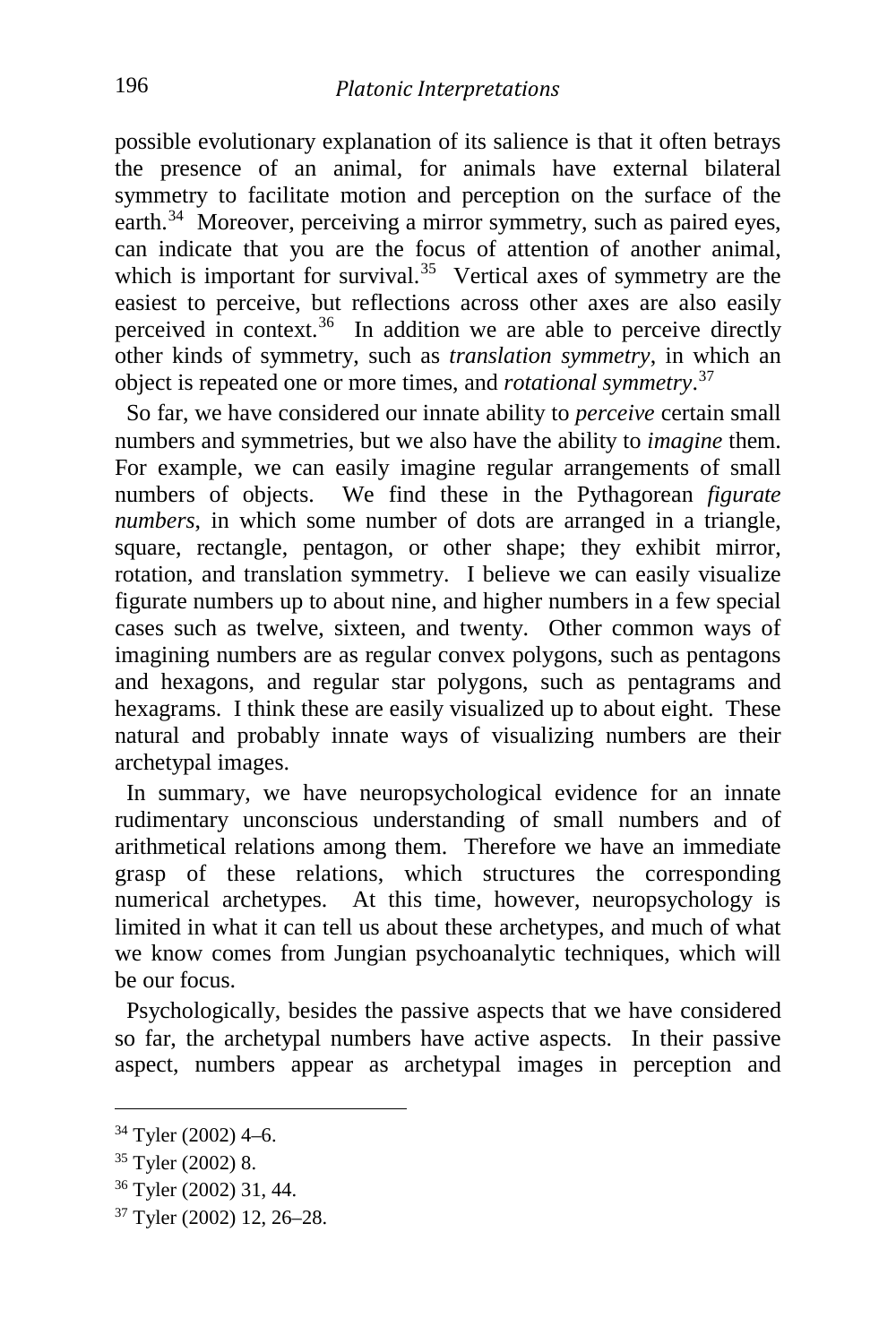possible evolutionary explanation of its salience is that it often betrays the presence of an animal, for animals have external bilateral symmetry to facilitate motion and perception on the surface of the earth.[34] Moreover, perceiving a mirror symmetry, such as paired eyes, can indicate that you are the focus of attention of another animal, which is important for survival.[35] Vertical axes of symmetry are the easiest to perceive, but reflections across other axes are also easily perceived in context.[36] In addition we are able to perceive directly other kinds of symmetry, such as *translation symmetry*, in which an object is repeated one or more times, and *rotational symmetry*.[37]

So far, we have considered our innate ability to *perceive* certain small numbers and symmetries, but we also have the ability to *imagine* them. For example, we can easily imagine regular arrangements of small numbers of objects. We find these in the Pythagorean *figurate numbers*, in which some number of dots are arranged in a triangle, square, rectangle, pentagon, or other shape; they exhibit mirror, rotation, and translation symmetry. I believe we can easily visualize figurate numbers up to about nine, and higher numbers in a few special cases such as twelve, sixteen, and twenty. Other common ways of imagining numbers are as regular convex polygons, such as pentagons and hexagons, and regular star polygons, such as pentagrams and hexagrams. I think these are easily visualized up to about eight. These natural and probably innate ways of visualizing numbers are their archetypal images.

In summary, we have neuropsychological evidence for an innate rudimentary unconscious understanding of small numbers and of arithmetical relations among them. Therefore we have an immediate grasp of these relations, which structures the corresponding numerical archetypes. At this time, however, neuropsychology is limited in what it can tell us about these archetypes, and much of what we know comes from Jungian psychoanalytic techniques, which will be our focus.

Psychologically, besides the passive aspects that we have considered so far, the archetypal numbers have active aspects. In their passive aspect, numbers appear as archetypal images in perception and

---

[34] Tyler (2002) 4–6.

[35] Tyler (2002) 8.

[36] Tyler (2002) 31, 44.

[37] Tyler (2002) 12, 26–28.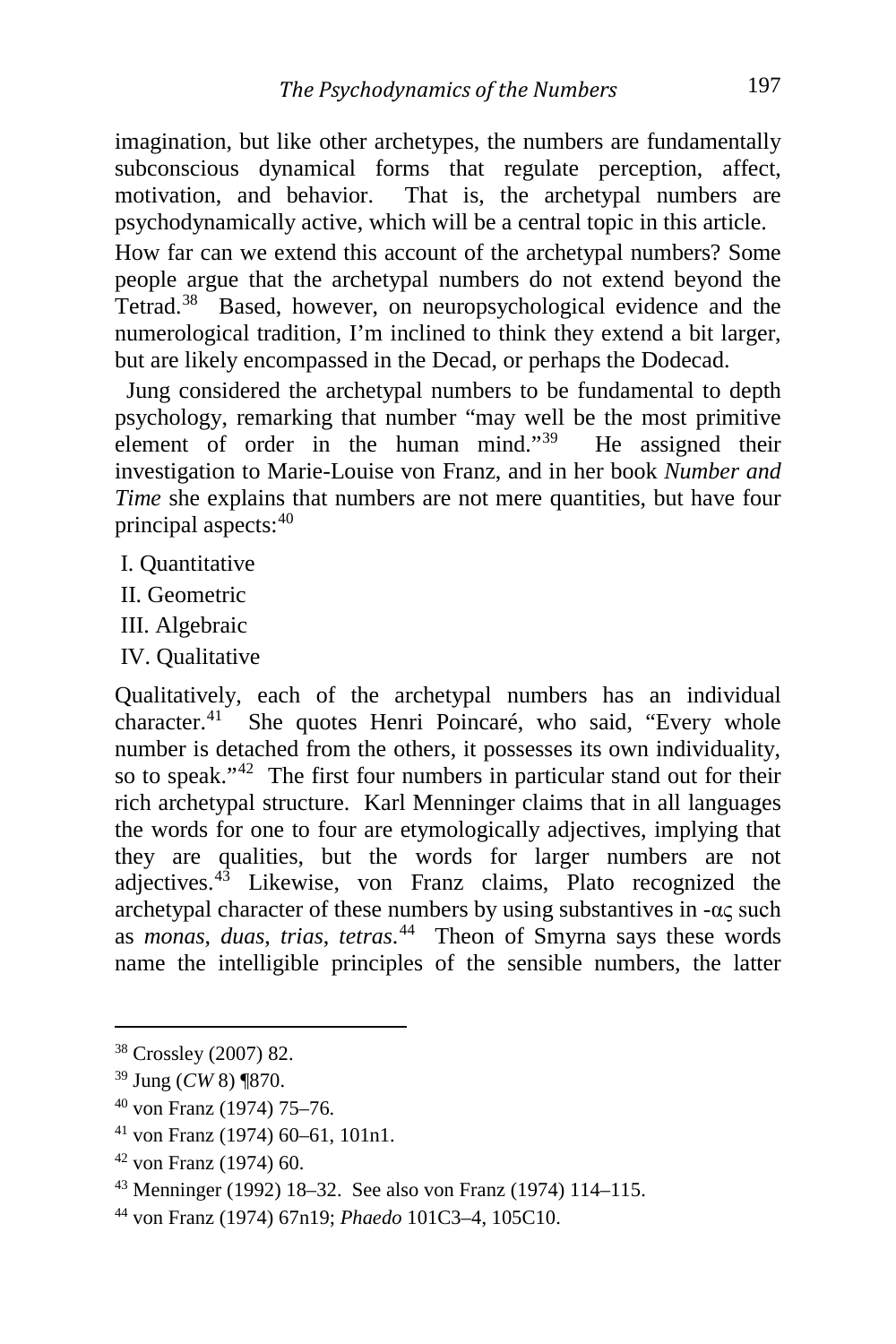imagination, but like other archetypes, the numbers are fundamentally subconscious dynamical forms that regulate perception, affect, motivation, and behavior. That is, the archetypal numbers are psychodynamically active, which will be a central topic in this article.

How far can we extend this account of the archetypal numbers? Some people argue that the archetypal numbers do not extend beyond the Tetrad.[38] Based, however, on neuropsychological evidence and the numerological tradition, I'm inclined to think they extend a bit larger, but are likely encompassed in the Decad, or perhaps the Dodecad.

Jung considered the archetypal numbers to be fundamental to depth psychology, remarking that number "may well be the most primitive element of order in the human mind."[39] He assigned their investigation to Marie-Louise von Franz, and in her book *Number and Time* she explains that numbers are not mere quantities, but have four principal aspects:[40]

I. Quantitative
II. Geometric
III. Algebraic
IV. Qualitative

Qualitatively, each of the archetypal numbers has an individual character.[41] She quotes Henri Poincaré, who said, "Every whole number is detached from the others, it possesses its own individuality, so to speak."[42] The first four numbers in particular stand out for their rich archetypal structure. Karl Menninger claims that in all languages the words for one to four are etymologically adjectives, implying that they are qualities, but the words for larger numbers are not adjectives.[43] Likewise, von Franz claims, Plato recognized the archetypal character of these numbers by using substantives in -ας such as *monas*, *duas*, *trias*, *tetras*.[44] Theon of Smyrna says these words name the intelligible principles of the sensible numbers, the latter

---

[38] Crossley (2007) 82.

[39] Jung (*CW* 8) ¶870.

[40] von Franz (1974) 75–76.

[41] von Franz (1974) 60–61, 101n1.

[42] von Franz (1974) 60.

[43] Menninger (1992) 18–32. See also von Franz (1974) 114–115.

[44] von Franz (1974) 67n19; *Phaedo* 101C3–4, 105C10.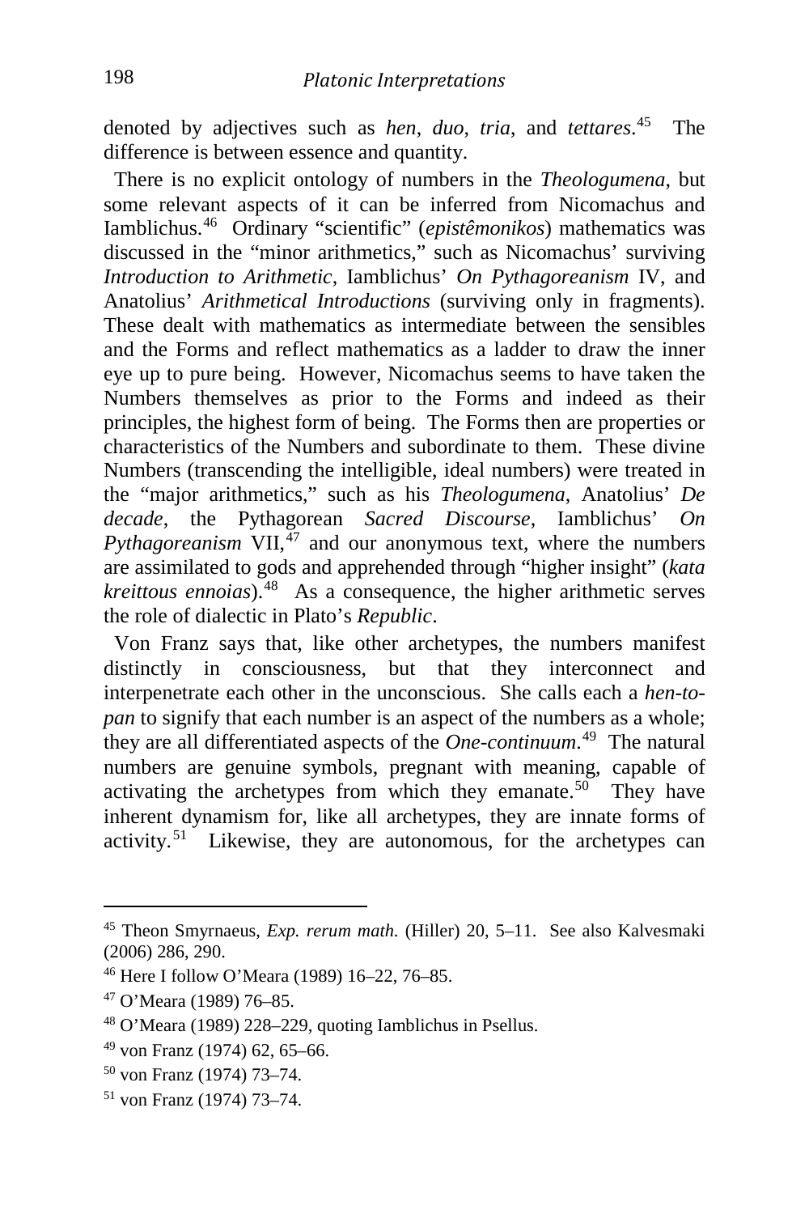denoted by adjectives such as *hen*, *duo*, *tria*, and *tettares*.[45] The difference is between essence and quantity.

There is no explicit ontology of numbers in the *Theologumena*, but some relevant aspects of it can be inferred from Nicomachus and Iamblichus.[46] Ordinary "scientific" (*epistêmonikos*) mathematics was discussed in the "minor arithmetics," such as Nicomachus' surviving *Introduction to Arithmetic*, Iamblichus' *On Pythagoreanism* IV, and Anatolius' *Arithmetical Introductions* (surviving only in fragments). These dealt with mathematics as intermediate between the sensibles and the Forms and reflect mathematics as a ladder to draw the inner eye up to pure being. However, Nicomachus seems to have taken the Numbers themselves as prior to the Forms and indeed as their principles, the highest form of being. The Forms then are properties or characteristics of the Numbers and subordinate to them. These divine Numbers (transcending the intelligible, ideal numbers) were treated in the "major arithmetics," such as his *Theologumena*, Anatolius' *De decade*, the Pythagorean *Sacred Discourse*, Iamblichus' *On Pythagoreanism* VII,[47] and our anonymous text, where the numbers are assimilated to gods and apprehended through "higher insight" (*kata kreittous ennoias*).[48] As a consequence, the higher arithmetic serves the role of dialectic in Plato's *Republic*.

Von Franz says that, like other archetypes, the numbers manifest distinctly in consciousness, but that they interconnect and interpenetrate each other in the unconscious. She calls each a *hen-to-pan* to signify that each number is an aspect of the numbers as a whole; they are all differentiated aspects of the *One-continuum*.[49] The natural numbers are genuine symbols, pregnant with meaning, capable of activating the archetypes from which they emanate.[50] They have inherent dynamism for, like all archetypes, they are innate forms of activity.[51] Likewise, they are autonomous, for the archetypes can

---

[45] Theon Smyrnaeus, *Exp. rerum math.* (Hiller) 20, 5–11. See also Kalvesmaki (2006) 286, 290.

[46] Here I follow O'Meara (1989) 16–22, 76–85.

[47] O'Meara (1989) 76–85.

[48] O'Meara (1989) 228–229, quoting Iamblichus in Psellus.

[49] von Franz (1974) 62, 65–66.

[50] von Franz (1974) 73–74.

[51] von Franz (1974) 73–74.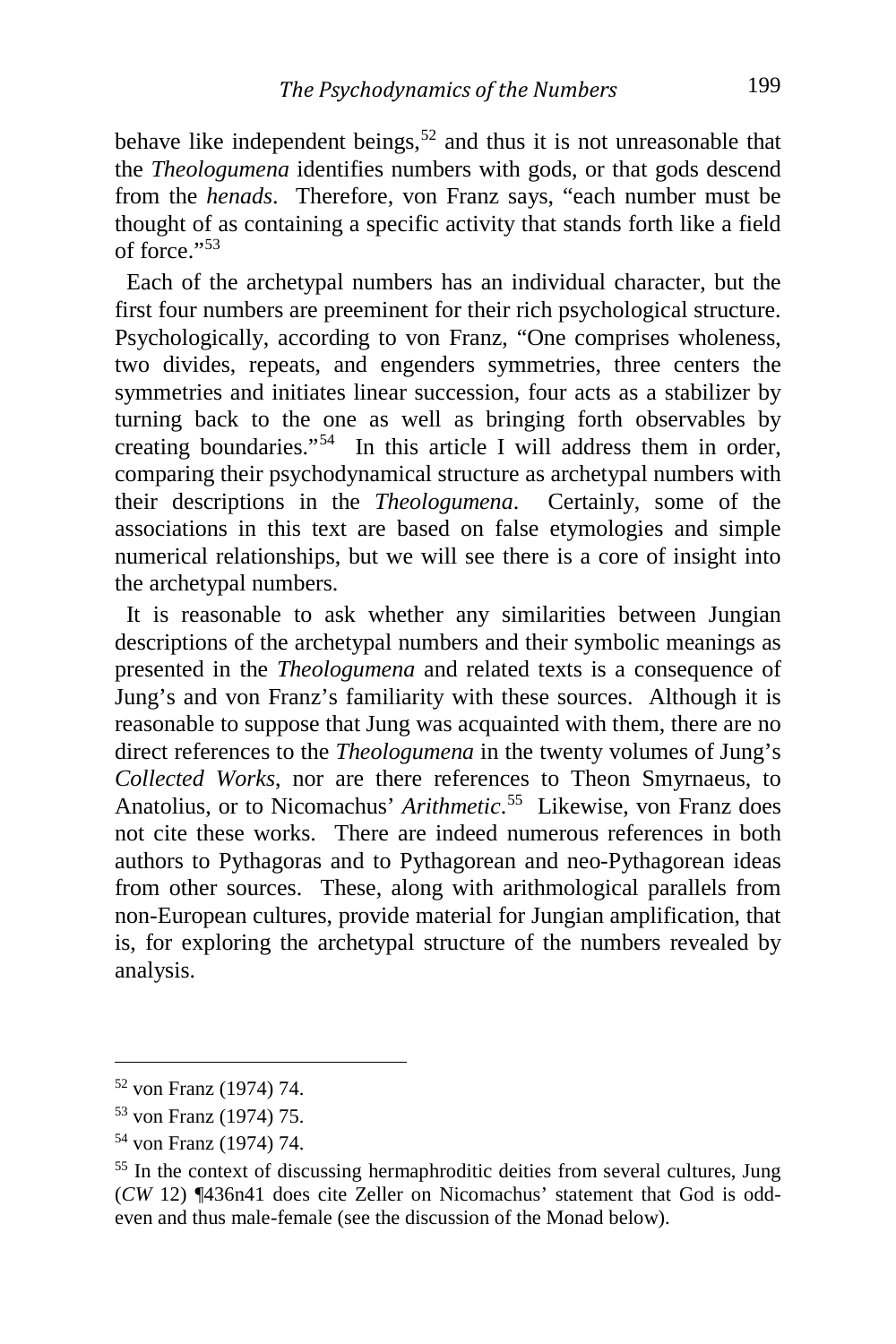behave like independent beings,[52] and thus it is not unreasonable that the *Theologumena* identifies numbers with gods, or that gods descend from the *henads*. Therefore, von Franz says, "each number must be thought of as containing a specific activity that stands forth like a field of force."[53]

Each of the archetypal numbers has an individual character, but the first four numbers are preeminent for their rich psychological structure. Psychologically, according to von Franz, "One comprises wholeness, two divides, repeats, and engenders symmetries, three centers the symmetries and initiates linear succession, four acts as a stabilizer by turning back to the one as well as bringing forth observables by creating boundaries."[54] In this article I will address them in order, comparing their psychodynamical structure as archetypal numbers with their descriptions in the *Theologumena*. Certainly, some of the associations in this text are based on false etymologies and simple numerical relationships, but we will see there is a core of insight into the archetypal numbers.

It is reasonable to ask whether any similarities between Jungian descriptions of the archetypal numbers and their symbolic meanings as presented in the *Theologumena* and related texts is a consequence of Jung's and von Franz's familiarity with these sources. Although it is reasonable to suppose that Jung was acquainted with them, there are no direct references to the *Theologumena* in the twenty volumes of Jung's *Collected Works*, nor are there references to Theon Smyrnaeus, to Anatolius, or to Nicomachus' *Arithmetic*.[55] Likewise, von Franz does not cite these works. There are indeed numerous references in both authors to Pythagoras and to Pythagorean and neo-Pythagorean ideas from other sources. These, along with arithmological parallels from non-European cultures, provide material for Jungian amplification, that is, for exploring the archetypal structure of the numbers revealed by analysis.

---

[52] von Franz (1974) 74.

[53] von Franz (1974) 75.

[54] von Franz (1974) 74.

[55] In the context of discussing hermaphroditic deities from several cultures, Jung (*CW* 12) ¶436n41 does cite Zeller on Nicomachus' statement that God is odd-even and thus male-female (see the discussion of the Monad below).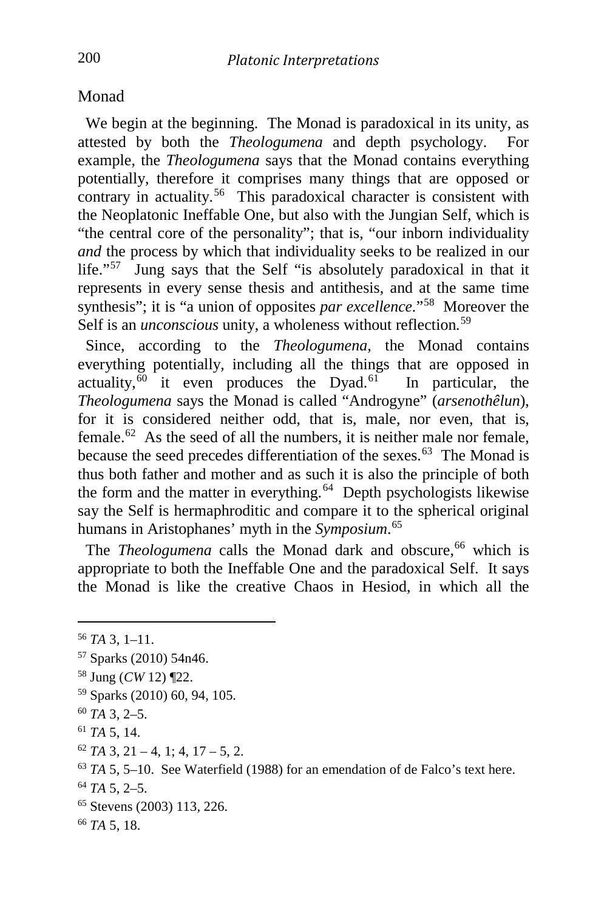## Monad

We begin at the beginning. The Monad is paradoxical in its unity, as attested by both the *Theologumena* and depth psychology. For example, the *Theologumena* says that the Monad contains everything potentially, therefore it comprises many things that are opposed or contrary in actuality.[56] This paradoxical character is consistent with the Neoplatonic Ineffable One, but also with the Jungian Self, which is "the central core of the personality"; that is, "our inborn individuality *and* the process by which that individuality seeks to be realized in our life."[57] Jung says that the Self "is absolutely paradoxical in that it represents in every sense thesis and antithesis, and at the same time synthesis"; it is "a union of opposites *par excellence.*"[58] Moreover the Self is an *unconscious* unity, a wholeness without reflection.[59]

Since, according to the *Theologumena,* the Monad contains everything potentially, including all the things that are opposed in actuality,[60] it even produces the Dyad.[61] In particular, the *Theologumena* says the Monad is called "Androgyne" (*arsenothêlun*), for it is considered neither odd, that is, male, nor even, that is, female.[62] As the seed of all the numbers, it is neither male nor female, because the seed precedes differentiation of the sexes.[63] The Monad is thus both father and mother and as such it is also the principle of both the form and the matter in everything.[64] Depth psychologists likewise say the Self is hermaphroditic and compare it to the spherical original humans in Aristophanes' myth in the *Symposium*.[65]

The *Theologumena* calls the Monad dark and obscure,[66] which is appropriate to both the Ineffable One and the paradoxical Self. It says the Monad is like the creative Chaos in Hesiod, in which all the

---

[56] *TA* 3, 1–11.

[57] Sparks (2010) 54n46.

[58] Jung (*CW* 12) ¶22.

[59] Sparks (2010) 60, 94, 105.

[60] *TA* 3, 2–5.

[61] *TA* 5, 14.

[62] *TA* 3, 21 – 4, 1; 4, 17 – 5, 2.

[63] *TA* 5, 5–10. See Waterfield (1988) for an emendation of de Falco's text here.

[64] *TA* 5, 2–5.

[65] Stevens (2003) 113, 226.

[66] *TA* 5, 18.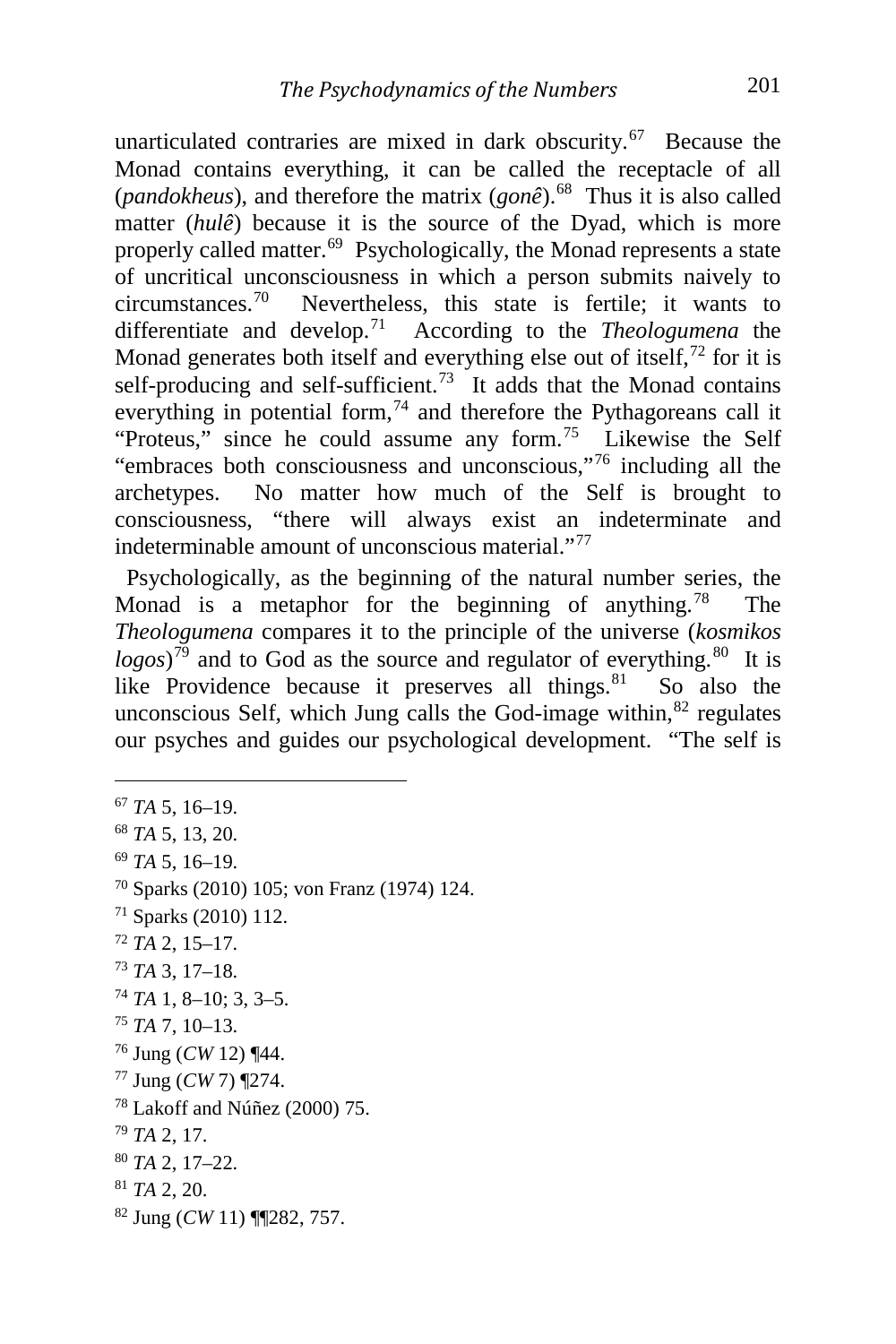unarticulated contraries are mixed in dark obscurity.[67] Because the Monad contains everything, it can be called the receptacle of all (*pandokheus*), and therefore the matrix (*gonê*).[68] Thus it is also called matter (*hulê*) because it is the source of the Dyad, which is more properly called matter.[69] Psychologically, the Monad represents a state of uncritical unconsciousness in which a person submits naively to circumstances.[70] Nevertheless, this state is fertile; it wants to differentiate and develop.[71] According to the *Theologumena* the Monad generates both itself and everything else out of itself,[72] for it is self-producing and self-sufficient.[73] It adds that the Monad contains everything in potential form,[74] and therefore the Pythagoreans call it "Proteus," since he could assume any form.[75] Likewise the Self "embraces both consciousness and unconscious,"[76] including all the archetypes. No matter how much of the Self is brought to consciousness, "there will always exist an indeterminate and indeterminable amount of unconscious material."[77]

Psychologically, as the beginning of the natural number series, the Monad is a metaphor for the beginning of anything.[78] The *Theologumena* compares it to the principle of the universe (*kosmikos logos*)[79] and to God as the source and regulator of everything.[80] It is like Providence because it preserves all things.[81] So also the unconscious Self, which Jung calls the God-image within,[82] regulates our psyches and guides our psychological development. "The self is

---

[67] *TA* 5, 16–19.

[68] *TA* 5, 13, 20.

[69] *TA* 5, 16–19.

[70] Sparks (2010) 105; von Franz (1974) 124.

[71] Sparks (2010) 112.

[72] *TA* 2, 15–17.

[73] *TA* 3, 17–18.

[74] *TA* 1, 8–10; 3, 3–5.

[75] *TA* 7, 10–13.

[76] Jung (*CW* 12) ¶44.

[77] Jung (*CW* 7) ¶274.

[78] Lakoff and Núñez (2000) 75.

[79] *TA* 2, 17.

[80] *TA* 2, 17–22.

[81] *TA* 2, 20.

[82] Jung (*CW* 11) ¶¶282, 757.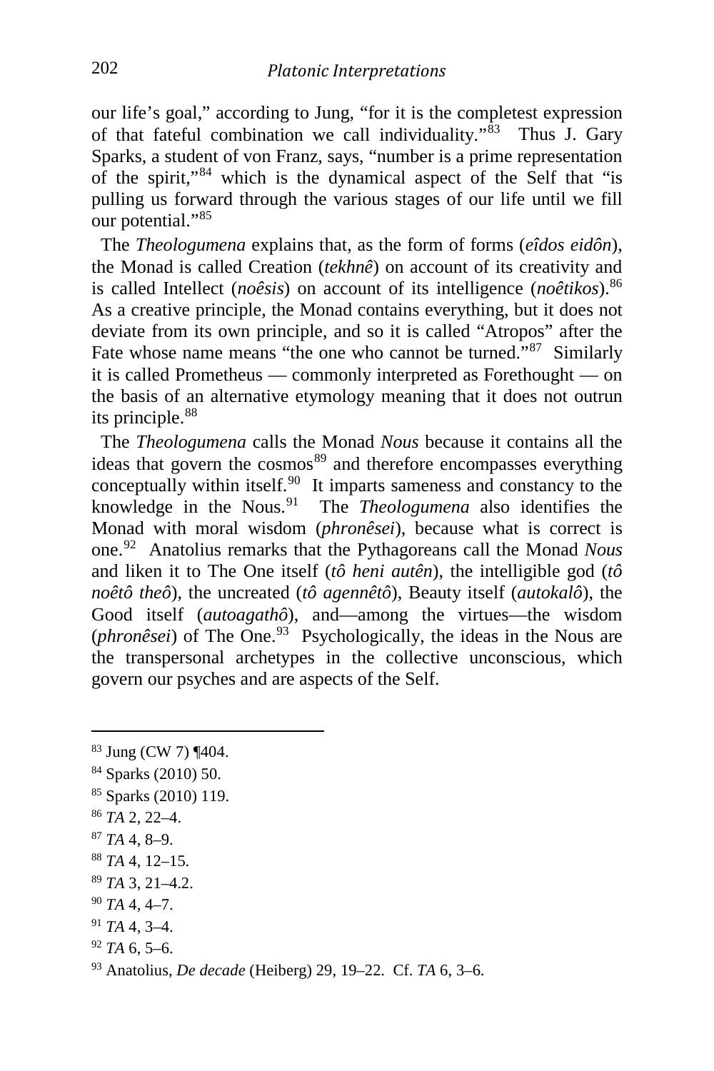our life's goal," according to Jung, "for it is the completest expression of that fateful combination we call individuality."[83] Thus J. Gary Sparks, a student of von Franz, says, "number is a prime representation of the spirit,"[84] which is the dynamical aspect of the Self that "is pulling us forward through the various stages of our life until we fill our potential."[85]

The *Theologumena* explains that, as the form of forms (*eîdos eidôn*), the Monad is called Creation (*tekhnê*) on account of its creativity and is called Intellect (*noêsis*) on account of its intelligence (*noêtikos*).[86] As a creative principle, the Monad contains everything, but it does not deviate from its own principle, and so it is called "Atropos" after the Fate whose name means "the one who cannot be turned."[87] Similarly it is called Prometheus — commonly interpreted as Forethought — on the basis of an alternative etymology meaning that it does not outrun its principle.[88]

The *Theologumena* calls the Monad *Nous* because it contains all the ideas that govern the cosmos[89] and therefore encompasses everything conceptually within itself.[90] It imparts sameness and constancy to the knowledge in the Nous.[91] The *Theologumena* also identifies the Monad with moral wisdom (*phronêsei*), because what is correct is one.[92] Anatolius remarks that the Pythagoreans call the Monad *Nous* and liken it to The One itself (*tô heni autên*), the intelligible god (*tô noêtô theô*), the uncreated (*tô agennêtô*), Beauty itself (*autokalô*), the Good itself (*autoagathô*), and—among the virtues—the wisdom (*phronêsei*) of The One.[93] Psychologically, the ideas in the Nous are the transpersonal archetypes in the collective unconscious, which govern our psyches and are aspects of the Self.

---

[83] Jung (CW 7) ¶404.

[84] Sparks (2010) 50.

[85] Sparks (2010) 119.

[86] *TA* 2, 22–4.

[87] *TA* 4, 8–9.

[88] *TA* 4, 12–15.

[89] *TA* 3, 21–4.2.

[90] *TA* 4, 4–7.

[91] *TA* 4, 3–4.

[92] *TA* 6, 5–6.

[93] Anatolius, *De decade* (Heiberg) 29, 19–22. Cf. *TA* 6, 3–6.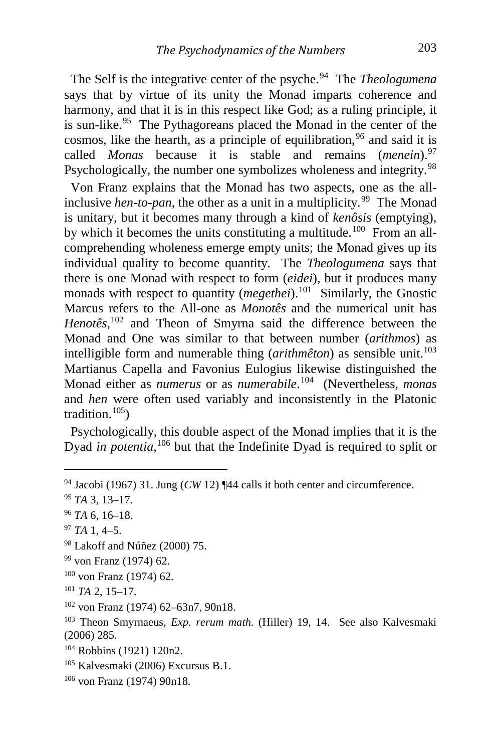The Self is the integrative center of the psyche.[94] The *Theologumena* says that by virtue of its unity the Monad imparts coherence and harmony, and that it is in this respect like God; as a ruling principle, it is sun-like.[95] The Pythagoreans placed the Monad in the center of the cosmos, like the hearth, as a principle of equilibration,[96] and said it is called *Monas* because it is stable and remains (*menein*).[97] Psychologically, the number one symbolizes wholeness and integrity.[98]

Von Franz explains that the Monad has two aspects, one as the all-inclusive *hen-to-pan*, the other as a unit in a multiplicity.[99] The Monad is unitary, but it becomes many through a kind of *kenôsis* (emptying), by which it becomes the units constituting a multitude.[100] From an all-comprehending wholeness emerge empty units; the Monad gives up its individual quality to become quantity. The *Theologumena* says that there is one Monad with respect to form (*eidei*), but it produces many monads with respect to quantity (*megethei*).[101] Similarly, the Gnostic Marcus refers to the All-one as *Monotês* and the numerical unit has *Henotês*,[102] and Theon of Smyrna said the difference between the Monad and One was similar to that between number (*arithmos*) as intelligible form and numerable thing (*arithmêton*) as sensible unit.[103] Martianus Capella and Favonius Eulogius likewise distinguished the Monad either as *numerus* or as *numerabile*.[104] (Nevertheless, *monas* and *hen* were often used variably and inconsistently in the Platonic tradition.[105])

Psychologically, this double aspect of the Monad implies that it is the Dyad *in potentia*,[106] but that the Indefinite Dyad is required to split or

---

[94] Jacobi (1967) 31. Jung (*CW* 12) ¶44 calls it both center and circumference.

[95] *TA* 3, 13–17.

[96] *TA* 6, 16–18.

[97] *TA* 1, 4–5.

[98] Lakoff and Núñez (2000) 75.

[99] von Franz (1974) 62.

[100] von Franz (1974) 62.

[101] *TA* 2, 15–17.

[102] von Franz (1974) 62–63n7, 90n18.

[103] Theon Smyrnaeus, *Exp. rerum math.* (Hiller) 19, 14. See also Kalvesmaki (2006) 285.

[104] Robbins (1921) 120n2.

[105] Kalvesmaki (2006) Excursus B.1.

[106] von Franz (1974) 90n18.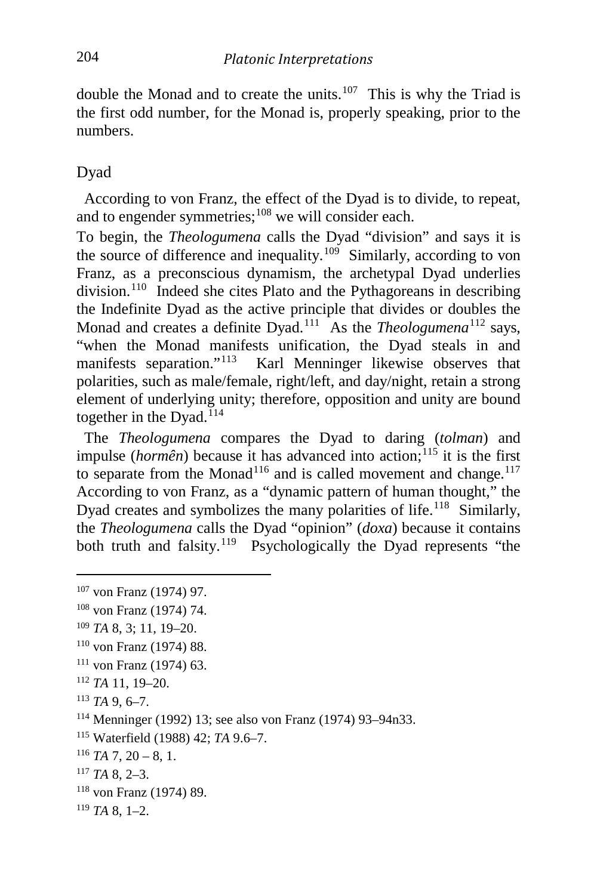double the Monad and to create the units.[107] This is why the Triad is the first odd number, for the Monad is, properly speaking, prior to the numbers.

## Dyad

According to von Franz, the effect of the Dyad is to divide, to repeat, and to engender symmetries;[108] we will consider each.

To begin, the *Theologumena* calls the Dyad "division" and says it is the source of difference and inequality.[109] Similarly, according to von Franz, as a preconscious dynamism, the archetypal Dyad underlies division.[110] Indeed she cites Plato and the Pythagoreans in describing the Indefinite Dyad as the active principle that divides or doubles the Monad and creates a definite Dyad.[111] As the *Theologumena*[112] says, "when the Monad manifests unification, the Dyad steals in and manifests separation."[113] Karl Menninger likewise observes that polarities, such as male/female, right/left, and day/night, retain a strong element of underlying unity; therefore, opposition and unity are bound together in the Dyad.[114]

The *Theologumena* compares the Dyad to daring (*tolman*) and impulse (*hormên*) because it has advanced into action;[115] it is the first to separate from the Monad[116] and is called movement and change.[117] According to von Franz, as a "dynamic pattern of human thought," the Dyad creates and symbolizes the many polarities of life.[118] Similarly, the *Theologumena* calls the Dyad "opinion" (*doxa*) because it contains both truth and falsity.[119] Psychologically the Dyad represents "the

---

[107] von Franz (1974) 97.

[108] von Franz (1974) 74.

[109] *TA* 8, 3; 11, 19–20.

[110] von Franz (1974) 88.

[111] von Franz (1974) 63.

[112] *TA* 11, 19–20.

[113] *TA* 9, 6–7.

[114] Menninger (1992) 13; see also von Franz (1974) 93–94n33.

[115] Waterfield (1988) 42; *TA* 9.6–7.

[116] *TA* 7, 20 – 8, 1.

[117] *TA* 8, 2–3.

[118] von Franz (1974) 89.

[119] *TA* 8, 1–2.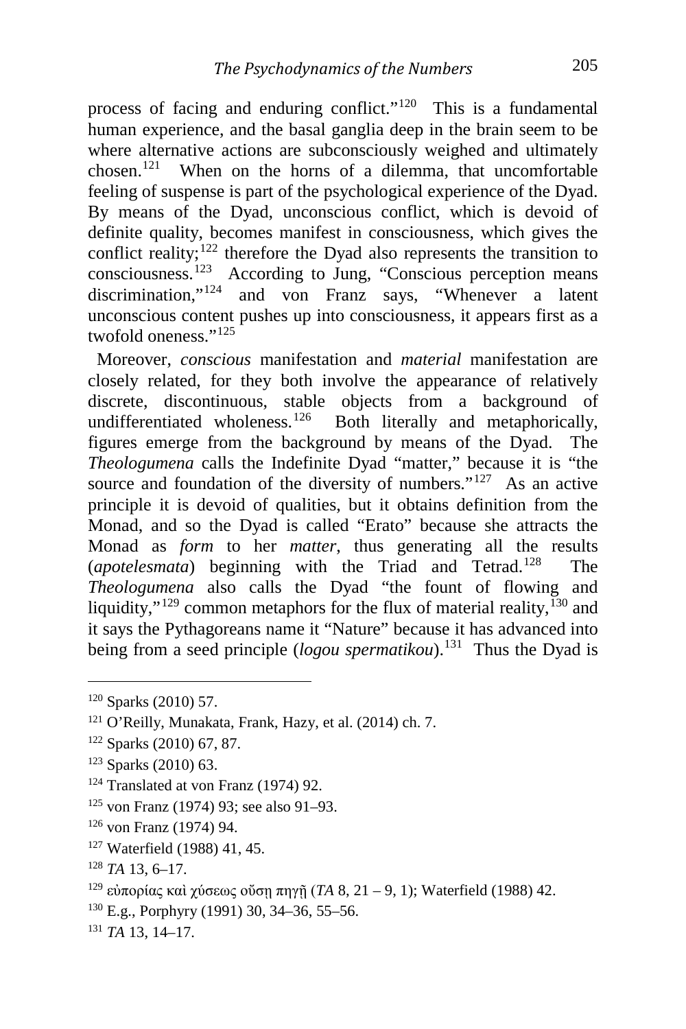process of facing and enduring conflict."[120] This is a fundamental human experience, and the basal ganglia deep in the brain seem to be where alternative actions are subconsciously weighed and ultimately chosen.[121] When on the horns of a dilemma, that uncomfortable feeling of suspense is part of the psychological experience of the Dyad. By means of the Dyad, unconscious conflict, which is devoid of definite quality, becomes manifest in consciousness, which gives the conflict reality;[122] therefore the Dyad also represents the transition to consciousness.[123] According to Jung, "Conscious perception means discrimination,"[124] and von Franz says, "Whenever a latent unconscious content pushes up into consciousness, it appears first as a twofold oneness."[125]

Moreover, *conscious* manifestation and *material* manifestation are closely related, for they both involve the appearance of relatively discrete, discontinuous, stable objects from a background of undifferentiated wholeness.[126] Both literally and metaphorically, figures emerge from the background by means of the Dyad. The *Theologumena* calls the Indefinite Dyad "matter," because it is "the source and foundation of the diversity of numbers."[127] As an active principle it is devoid of qualities, but it obtains definition from the Monad, and so the Dyad is called "Erato" because she attracts the Monad as *form* to her *matter*, thus generating all the results (*apotelesmata*) beginning with the Triad and Tetrad.[128] The *Theologumena* also calls the Dyad "the fount of flowing and liquidity,"[129] common metaphors for the flux of material reality,[130] and it says the Pythagoreans name it "Nature" because it has advanced into being from a seed principle (*logou spermatikou*).[131] Thus the Dyad is

---

[120] Sparks (2010) 57.

[121] O'Reilly, Munakata, Frank, Hazy, et al. (2014) ch. 7.

[122] Sparks (2010) 67, 87.

[123] Sparks (2010) 63.

[124] Translated at von Franz (1974) 92.

[125] von Franz (1974) 93; see also 91–93.

[126] von Franz (1974) 94.

[127] Waterfield (1988) 41, 45.

[128] *TA* 13, 6–17.

[129] εὐπορίας καὶ χύσεως οὔσῃ πηγῇ (*TA* 8, 21 – 9, 1); Waterfield (1988) 42.

[130] E.g., Porphyry (1991) 30, 34–36, 55–56.

[131] *TA* 13, 14–17.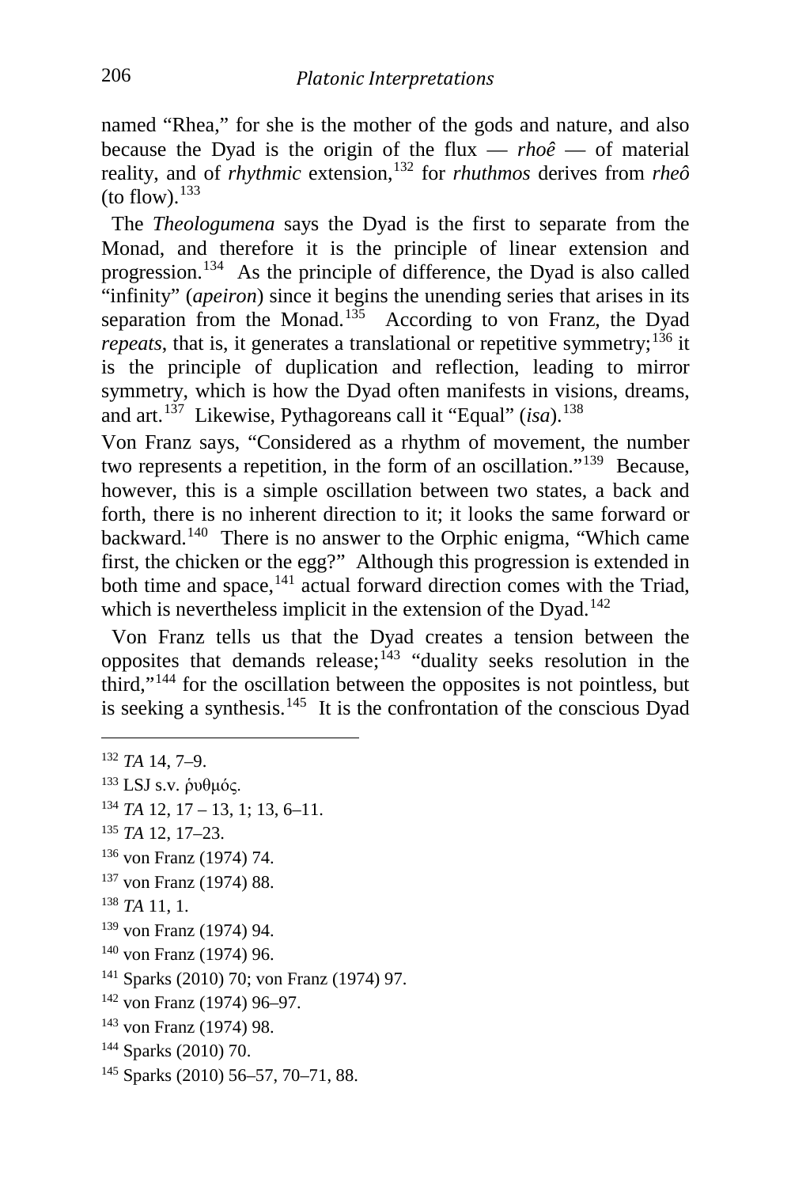named “Rhea,” for she is the mother of the gods and nature, and also because the Dyad is the origin of the flux — *rhoê* — of material reality, and of *rhythmic* extension,[132] for *rhuthmos* derives from *rheô* (to flow).[133]

The *Theologumena* says the Dyad is the first to separate from the Monad, and therefore it is the principle of linear extension and progression.[134] As the principle of difference, the Dyad is also called “infinity” (*apeiron*) since it begins the unending series that arises in its separation from the Monad.[135] According to von Franz, the Dyad *repeats*, that is, it generates a translational or repetitive symmetry;[136] it is the principle of duplication and reflection, leading to mirror symmetry, which is how the Dyad often manifests in visions, dreams, and art.[137] Likewise, Pythagoreans call it “Equal” (*isa*).[138]

Von Franz says, “Considered as a rhythm of movement, the number two represents a repetition, in the form of an oscillation.”[139] Because, however, this is a simple oscillation between two states, a back and forth, there is no inherent direction to it; it looks the same forward or backward.[140] There is no answer to the Orphic enigma, “Which came first, the chicken or the egg?” Although this progression is extended in both time and space,[141] actual forward direction comes with the Triad, which is nevertheless implicit in the extension of the Dyad.[142]

Von Franz tells us that the Dyad creates a tension between the opposites that demands release;[143] “duality seeks resolution in the third,”[144] for the oscillation between the opposites is not pointless, but is seeking a synthesis.[145] It is the confrontation of the conscious Dyad

---

[132] *TA* 14, 7–9.

[133] LSJ s.v. ῥυθμός.

[134] *TA* 12, 17 – 13, 1; 13, 6–11.

[135] *TA* 12, 17–23.

[136] von Franz (1974) 74.

[137] von Franz (1974) 88.

[138] *TA* 11, 1.

[139] von Franz (1974) 94.

[140] von Franz (1974) 96.

[141] Sparks (2010) 70; von Franz (1974) 97.

[142] von Franz (1974) 96–97.

[143] von Franz (1974) 98.

[144] Sparks (2010) 70.

[145] Sparks (2010) 56–57, 70–71, 88.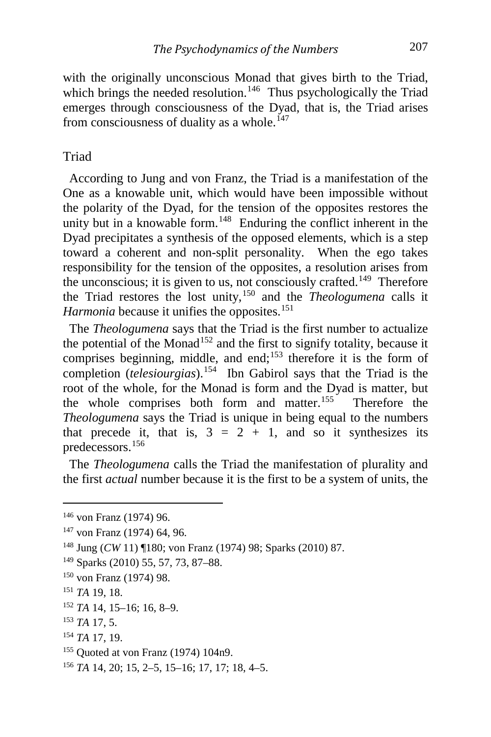with the originally unconscious Monad that gives birth to the Triad, which brings the needed resolution.[146] Thus psychologically the Triad emerges through consciousness of the Dyad, that is, the Triad arises from consciousness of duality as a whole.[147]

## Triad

According to Jung and von Franz, the Triad is a manifestation of the One as a knowable unit, which would have been impossible without the polarity of the Dyad, for the tension of the opposites restores the unity but in a knowable form.[148] Enduring the conflict inherent in the Dyad precipitates a synthesis of the opposed elements, which is a step toward a coherent and non-split personality. When the ego takes responsibility for the tension of the opposites, a resolution arises from the unconscious; it is given to us, not consciously crafted.[149] Therefore the Triad restores the lost unity,[150] and the *Theologumena* calls it *Harmonia* because it unifies the opposites.[151]

The *Theologumena* says that the Triad is the first number to actualize the potential of the Monad[152] and the first to signify totality, because it comprises beginning, middle, and end;[153] therefore it is the form of completion (*telesiourgias*).[154] Ibn Gabirol says that the Triad is the root of the whole, for the Monad is form and the Dyad is matter, but the whole comprises both form and matter.[155] Therefore the *Theologumena* says the Triad is unique in being equal to the numbers that precede it, that is, $3 = 2 + 1$, and so it synthesizes its predecessors.[156]

The *Theologumena* calls the Triad the manifestation of plurality and the first *actual* number because it is the first to be a system of units, the

---

[146] von Franz (1974) 96.

[147] von Franz (1974) 64, 96.

[148] Jung (*CW* 11) ¶180; von Franz (1974) 98; Sparks (2010) 87.

[149] Sparks (2010) 55, 57, 73, 87–88.

[150] von Franz (1974) 98.

[151] *TA* 19, 18.

[152] *TA* 14, 15–16; 16, 8–9.

[153] *TA* 17, 5.

[154] *TA* 17, 19.

[155] Quoted at von Franz (1974) 104n9.

[156] *TA* 14, 20; 15, 2–5, 15–16; 17, 17; 18, 4–5.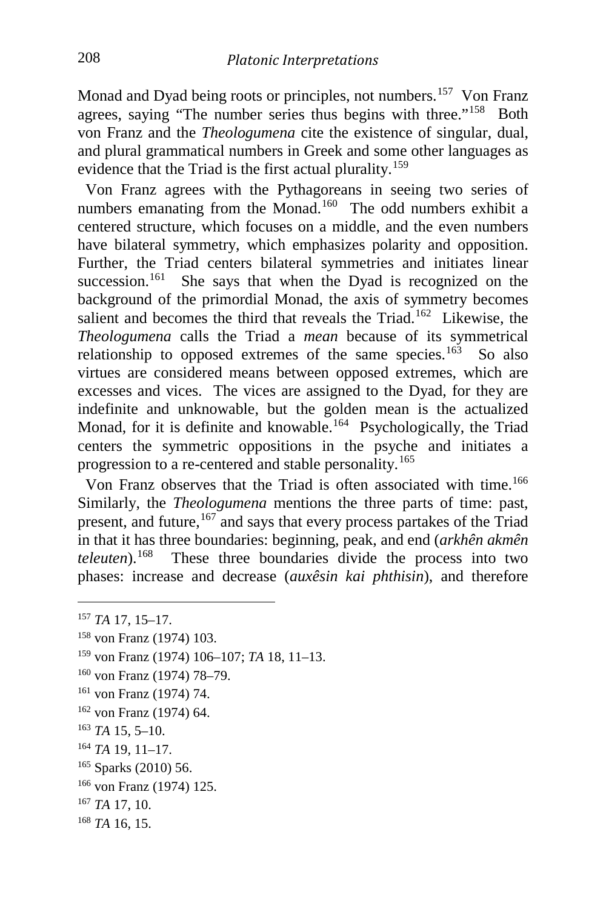Monad and Dyad being roots or principles, not numbers.[157] Von Franz agrees, saying "The number series thus begins with three."[158] Both von Franz and the *Theologumena* cite the existence of singular, dual, and plural grammatical numbers in Greek and some other languages as evidence that the Triad is the first actual plurality.[159]

Von Franz agrees with the Pythagoreans in seeing two series of numbers emanating from the Monad.[160] The odd numbers exhibit a centered structure, which focuses on a middle, and the even numbers have bilateral symmetry, which emphasizes polarity and opposition. Further, the Triad centers bilateral symmetries and initiates linear succession.[161] She says that when the Dyad is recognized on the background of the primordial Monad, the axis of symmetry becomes salient and becomes the third that reveals the Triad.[162] Likewise, the *Theologumena* calls the Triad a *mean* because of its symmetrical relationship to opposed extremes of the same species.[163] So also virtues are considered means between opposed extremes, which are excesses and vices. The vices are assigned to the Dyad, for they are indefinite and unknowable, but the golden mean is the actualized Monad, for it is definite and knowable.[164] Psychologically, the Triad centers the symmetric oppositions in the psyche and initiates a progression to a re-centered and stable personality.[165]

Von Franz observes that the Triad is often associated with time.[166] Similarly, the *Theologumena* mentions the three parts of time: past, present, and future,[167] and says that every process partakes of the Triad in that it has three boundaries: beginning, peak, and end (*arkhên akmên teleuten*).[168] These three boundaries divide the process into two phases: increase and decrease (*auxêsin kai phthisin*), and therefore

---

[157] *TA* 17, 15–17.

[158] von Franz (1974) 103.

[159] von Franz (1974) 106–107; *TA* 18, 11–13.

[160] von Franz (1974) 78–79.

[161] von Franz (1974) 74.

[162] von Franz (1974) 64.

[163] *TA* 15, 5–10.

[164] *TA* 19, 11–17.

[165] Sparks (2010) 56.

[166] von Franz (1974) 125.

[167] *TA* 17, 10.

[168] *TA* 16, 15.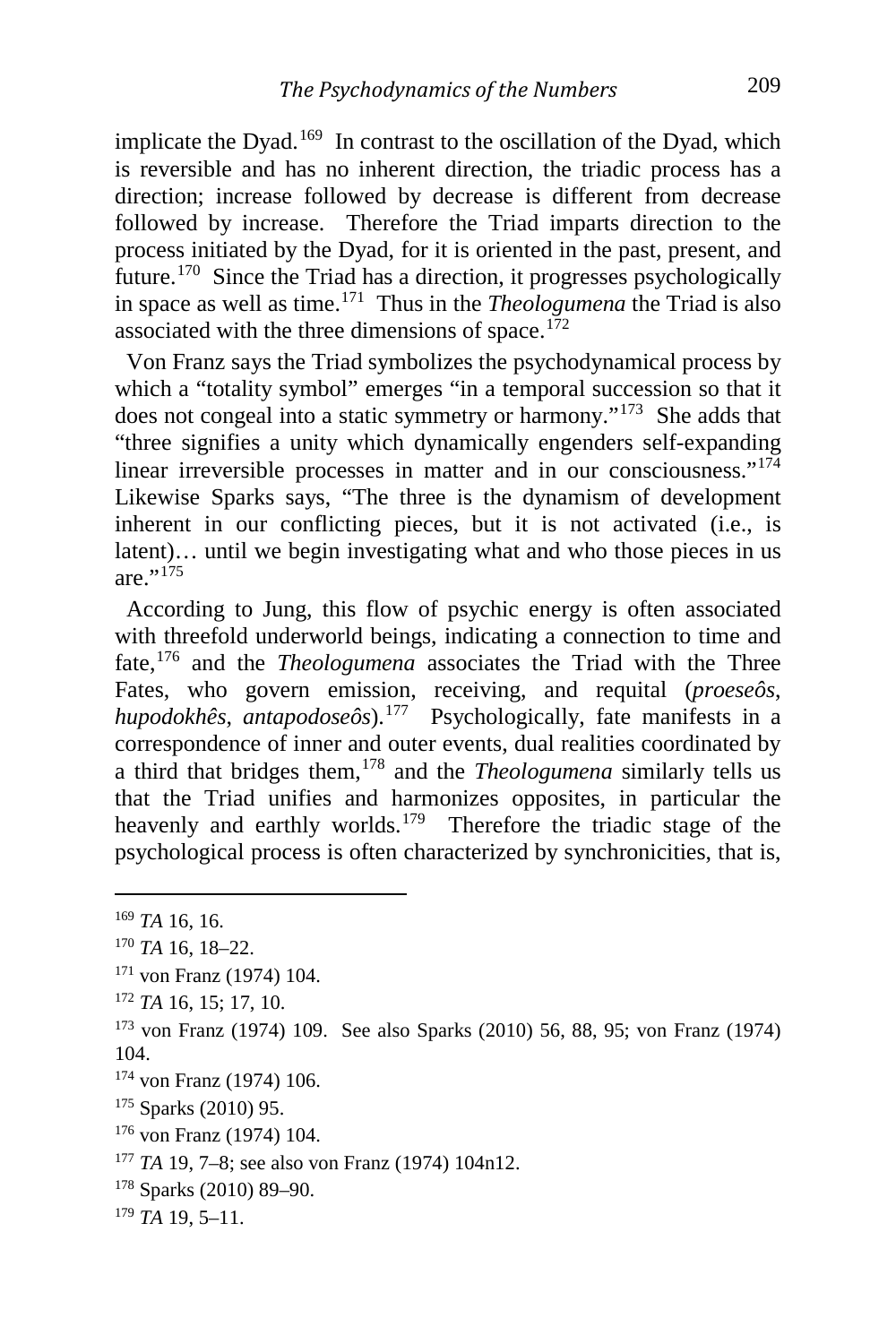implicate the Dyad.[169] In contrast to the oscillation of the Dyad, which is reversible and has no inherent direction, the triadic process has a direction; increase followed by decrease is different from decrease followed by increase. Therefore the Triad imparts direction to the process initiated by the Dyad, for it is oriented in the past, present, and future.[170] Since the Triad has a direction, it progresses psychologically in space as well as time.[171] Thus in the *Theologumena* the Triad is also associated with the three dimensions of space.[172]

Von Franz says the Triad symbolizes the psychodynamical process by which a "totality symbol" emerges "in a temporal succession so that it does not congeal into a static symmetry or harmony."[173] She adds that "three signifies a unity which dynamically engenders self-expanding linear irreversible processes in matter and in our consciousness."[174] Likewise Sparks says, "The three is the dynamism of development inherent in our conflicting pieces, but it is not activated (i.e., is latent)… until we begin investigating what and who those pieces in us are."[175]

According to Jung, this flow of psychic energy is often associated with threefold underworld beings, indicating a connection to time and fate,[176] and the *Theologumena* associates the Triad with the Three Fates, who govern emission, receiving, and requital (*proeseôs*, *hupodokhês*, *antapodoseôs*).[177] Psychologically, fate manifests in a correspondence of inner and outer events, dual realities coordinated by a third that bridges them,[178] and the *Theologumena* similarly tells us that the Triad unifies and harmonizes opposites, in particular the heavenly and earthly worlds.[179] Therefore the triadic stage of the psychological process is often characterized by synchronicities, that is,

---

[169] *TA* 16, 16.

[170] *TA* 16, 18–22.

[171] von Franz (1974) 104.

[172] *TA* 16, 15; 17, 10.

[173] von Franz (1974) 109. See also Sparks (2010) 56, 88, 95; von Franz (1974) 104.

[174] von Franz (1974) 106.

[175] Sparks (2010) 95.

[176] von Franz (1974) 104.

[177] *TA* 19, 7–8; see also von Franz (1974) 104n12.

[178] Sparks (2010) 89–90.

[179] *TA* 19, 5–11.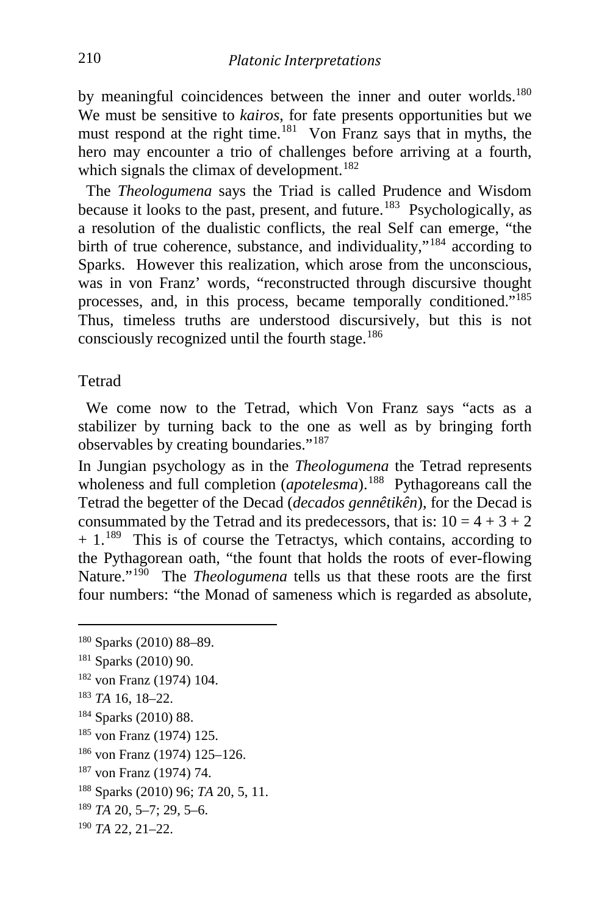by meaningful coincidences between the inner and outer worlds.[180] We must be sensitive to *kairos*, for fate presents opportunities but we must respond at the right time.[181] Von Franz says that in myths, the hero may encounter a trio of challenges before arriving at a fourth, which signals the climax of development.[182]

The *Theologumena* says the Triad is called Prudence and Wisdom because it looks to the past, present, and future.[183] Psychologically, as a resolution of the dualistic conflicts, the real Self can emerge, "the birth of true coherence, substance, and individuality,"[184] according to Sparks. However this realization, which arose from the unconscious, was in von Franz' words, "reconstructed through discursive thought processes, and, in this process, became temporally conditioned."[185] Thus, timeless truths are understood discursively, but this is not consciously recognized until the fourth stage.[186]

## Tetrad

We come now to the Tetrad, which Von Franz says "acts as a stabilizer by turning back to the one as well as by bringing forth observables by creating boundaries."[187]

In Jungian psychology as in the *Theologumena* the Tetrad represents wholeness and full completion (*apotelesma*).[188] Pythagoreans call the Tetrad the begetter of the Decad (*decados gennêtikên*), for the Decad is consummated by the Tetrad and its predecessors, that is: $10 = 4 + 3 + 2 + 1$.[189] This is of course the Tetractys, which contains, according to the Pythagorean oath, "the fount that holds the roots of ever-flowing Nature."[190] The *Theologumena* tells us that these roots are the first four numbers: "the Monad of sameness which is regarded as absolute,

---

[180] Sparks (2010) 88–89.

[181] Sparks (2010) 90.

[182] von Franz (1974) 104.

[183] *TA* 16, 18–22.

[184] Sparks (2010) 88.

[185] von Franz (1974) 125.

[186] von Franz (1974) 125–126.

[187] von Franz (1974) 74.

[188] Sparks (2010) 96; *TA* 20, 5, 11.

[189] *TA* 20, 5–7; 29, 5–6.

[190] *TA* 22, 21–22.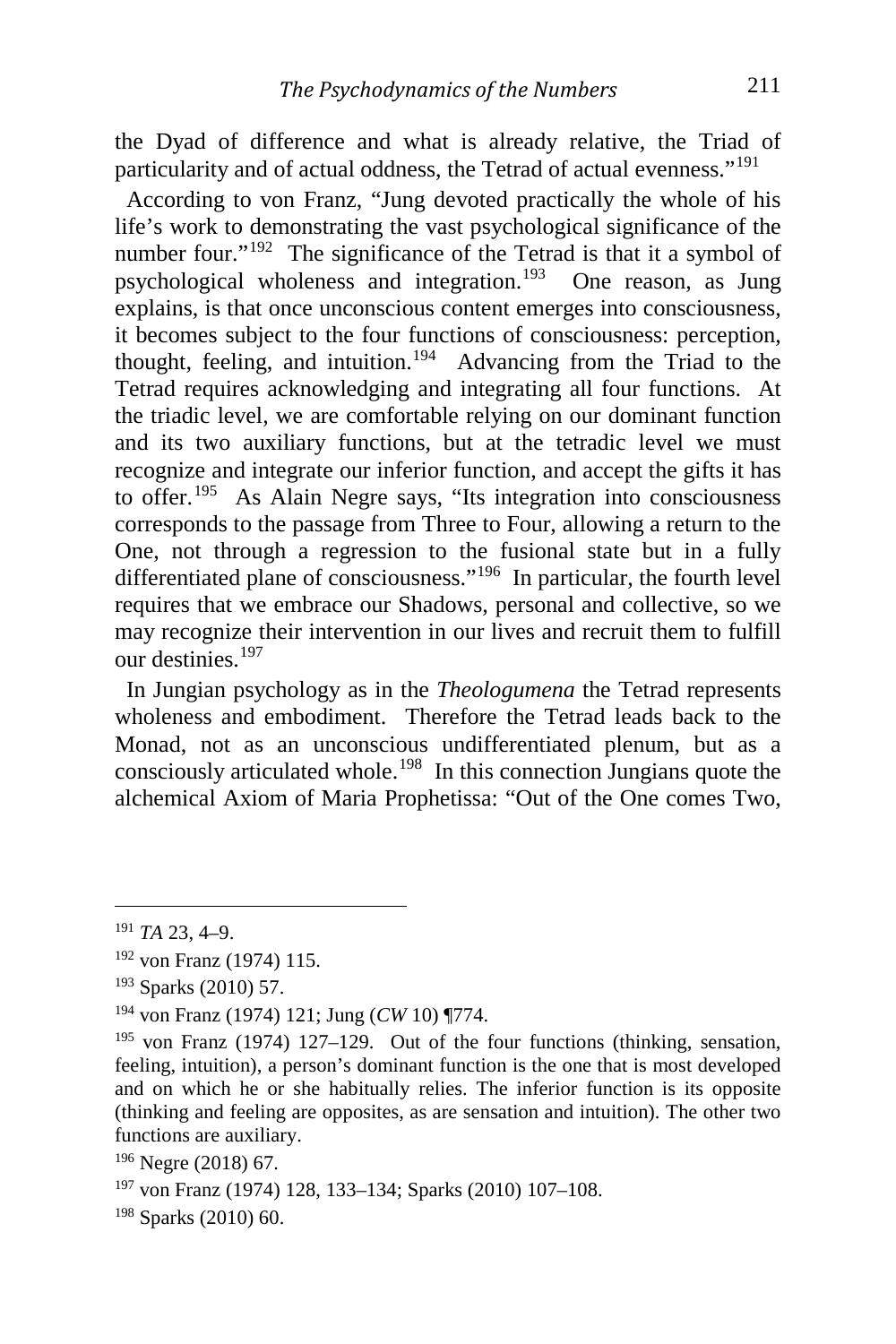the Dyad of difference and what is already relative, the Triad of particularity and of actual oddness, the Tetrad of actual evenness."[191]

According to von Franz, "Jung devoted practically the whole of his life's work to demonstrating the vast psychological significance of the number four."[192] The significance of the Tetrad is that it a symbol of psychological wholeness and integration.[193] One reason, as Jung explains, is that once unconscious content emerges into consciousness, it becomes subject to the four functions of consciousness: perception, thought, feeling, and intuition.[194] Advancing from the Triad to the Tetrad requires acknowledging and integrating all four functions. At the triadic level, we are comfortable relying on our dominant function and its two auxiliary functions, but at the tetradic level we must recognize and integrate our inferior function, and accept the gifts it has to offer.[195] As Alain Negre says, "Its integration into consciousness corresponds to the passage from Three to Four, allowing a return to the One, not through a regression to the fusional state but in a fully differentiated plane of consciousness."[196] In particular, the fourth level requires that we embrace our Shadows, personal and collective, so we may recognize their intervention in our lives and recruit them to fulfill our destinies.[197]

In Jungian psychology as in the *Theologumena* the Tetrad represents wholeness and embodiment. Therefore the Tetrad leads back to the Monad, not as an unconscious undifferentiated plenum, but as a consciously articulated whole.[198] In this connection Jungians quote the alchemical Axiom of Maria Prophetissa: "Out of the One comes Two,

---

[191] *TA* 23, 4–9.

[192] von Franz (1974) 115.

[193] Sparks (2010) 57.

[194] von Franz (1974) 121; Jung (*CW* 10) ¶774.

[195] von Franz (1974) 127–129. Out of the four functions (thinking, sensation, feeling, intuition), a person's dominant function is the one that is most developed and on which he or she habitually relies. The inferior function is its opposite (thinking and feeling are opposites, as are sensation and intuition). The other two functions are auxiliary.

[196] Negre (2018) 67.

[197] von Franz (1974) 128, 133–134; Sparks (2010) 107–108.

[198] Sparks (2010) 60.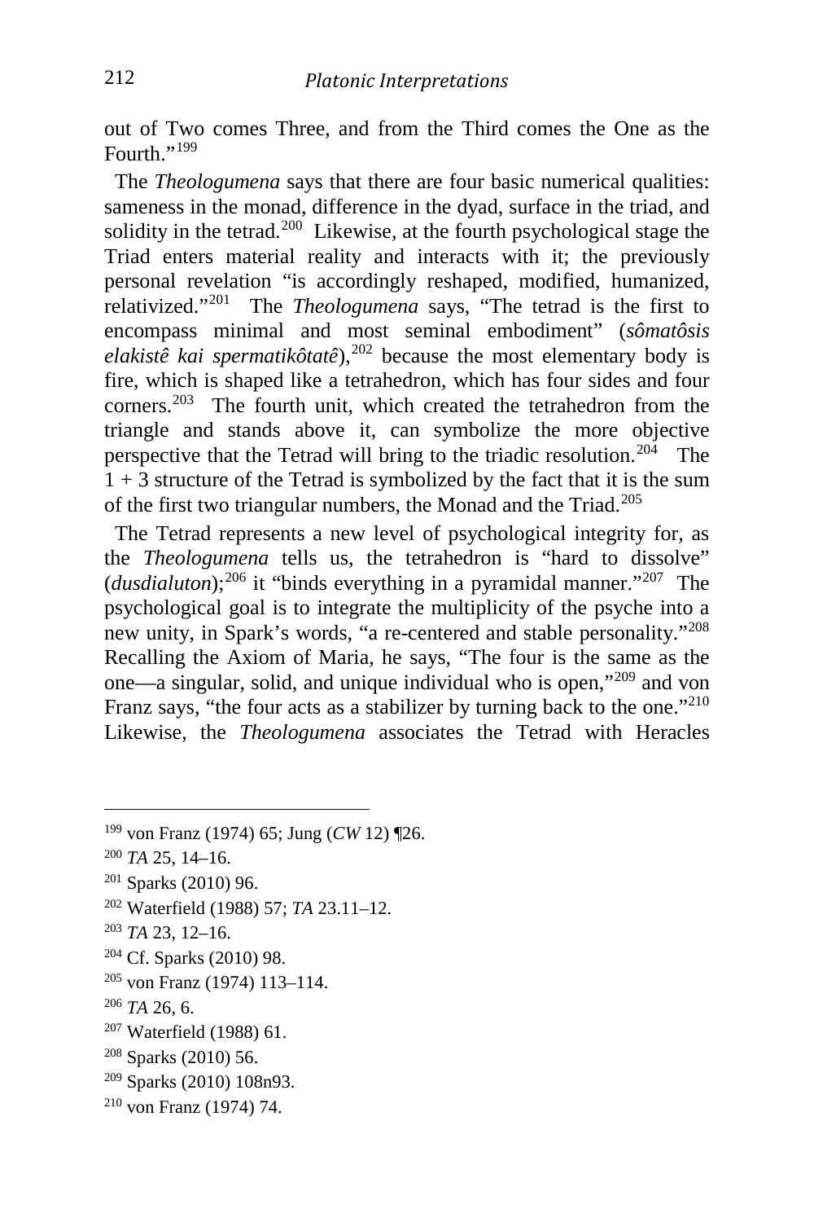out of Two comes Three, and from the Third comes the One as the Fourth."[199]

The *Theologumena* says that there are four basic numerical qualities: sameness in the monad, difference in the dyad, surface in the triad, and solidity in the tetrad.[200] Likewise, at the fourth psychological stage the Triad enters material reality and interacts with it; the previously personal revelation "is accordingly reshaped, modified, humanized, relativized."[201] The *Theologumena* says, "The tetrad is the first to encompass minimal and most seminal embodiment" (*sômatôsis elakistê kai spermatikôtatê*),[202] because the most elementary body is fire, which is shaped like a tetrahedron, which has four sides and four corners.[203] The fourth unit, which created the tetrahedron from the triangle and stands above it, can symbolize the more objective perspective that the Tetrad will bring to the triadic resolution.[204] The 1 + 3 structure of the Tetrad is symbolized by the fact that it is the sum of the first two triangular numbers, the Monad and the Triad.[205]

The Tetrad represents a new level of psychological integrity for, as the *Theologumena* tells us, the tetrahedron is "hard to dissolve" (*dusdialuton*);[206] it "binds everything in a pyramidal manner."[207] The psychological goal is to integrate the multiplicity of the psyche into a new unity, in Spark's words, "a re-centered and stable personality."[208] Recalling the Axiom of Maria, he says, "The four is the same as the one—a singular, solid, and unique individual who is open,"[209] and von Franz says, "the four acts as a stabilizer by turning back to the one."[210] Likewise, the *Theologumena* associates the Tetrad with Heracles

---

[199] von Franz (1974) 65; Jung (*CW* 12) ¶26.

[200] *TA* 25, 14–16.

[201] Sparks (2010) 96.

[202] Waterfield (1988) 57; *TA* 23.11–12.

[203] *TA* 23, 12–16.

[204] Cf. Sparks (2010) 98.

[205] von Franz (1974) 113–114.

[206] *TA* 26, 6.

[207] Waterfield (1988) 61.

[208] Sparks (2010) 56.

[209] Sparks (2010) 108n93.

[210] von Franz (1974) 74.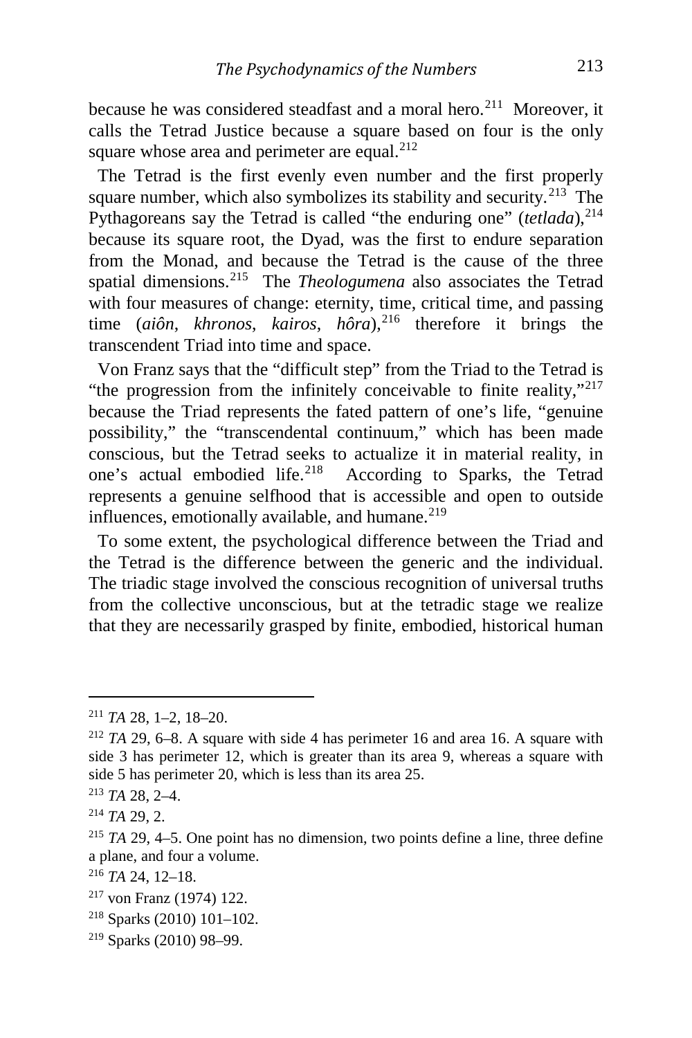because he was considered steadfast and a moral hero.[211] Moreover, it calls the Tetrad Justice because a square based on four is the only square whose area and perimeter are equal.[212]

The Tetrad is the first evenly even number and the first properly square number, which also symbolizes its stability and security.[213] The Pythagoreans say the Tetrad is called "the enduring one" (*tetlada*),[214] because its square root, the Dyad, was the first to endure separation from the Monad, and because the Tetrad is the cause of the three spatial dimensions.[215] The *Theologumena* also associates the Tetrad with four measures of change: eternity, time, critical time, and passing time (*aiôn*, *khronos*, *kairos*, *hôra*),[216] therefore it brings the transcendent Triad into time and space.

Von Franz says that the "difficult step" from the Triad to the Tetrad is "the progression from the infinitely conceivable to finite reality,"[217] because the Triad represents the fated pattern of one's life, "genuine possibility," the "transcendental continuum," which has been made conscious, but the Tetrad seeks to actualize it in material reality, in one's actual embodied life.[218] According to Sparks, the Tetrad represents a genuine selfhood that is accessible and open to outside influences, emotionally available, and humane.[219]

To some extent, the psychological difference between the Triad and the Tetrad is the difference between the generic and the individual. The triadic stage involved the conscious recognition of universal truths from the collective unconscious, but at the tetradic stage we realize that they are necessarily grasped by finite, embodied, historical human

---

[211] *TA* 28, 1–2, 18–20.

[212] *TA* 29, 6–8. A square with side 4 has perimeter 16 and area 16. A square with side 3 has perimeter 12, which is greater than its area 9, whereas a square with side 5 has perimeter 20, which is less than its area 25.

[213] *TA* 28, 2–4.

[214] *TA* 29, 2.

[215] *TA* 29, 4–5. One point has no dimension, two points define a line, three define a plane, and four a volume.

[216] *TA* 24, 12–18.

[217] von Franz (1974) 122.

[218] Sparks (2010) 101–102.

[219] Sparks (2010) 98–99.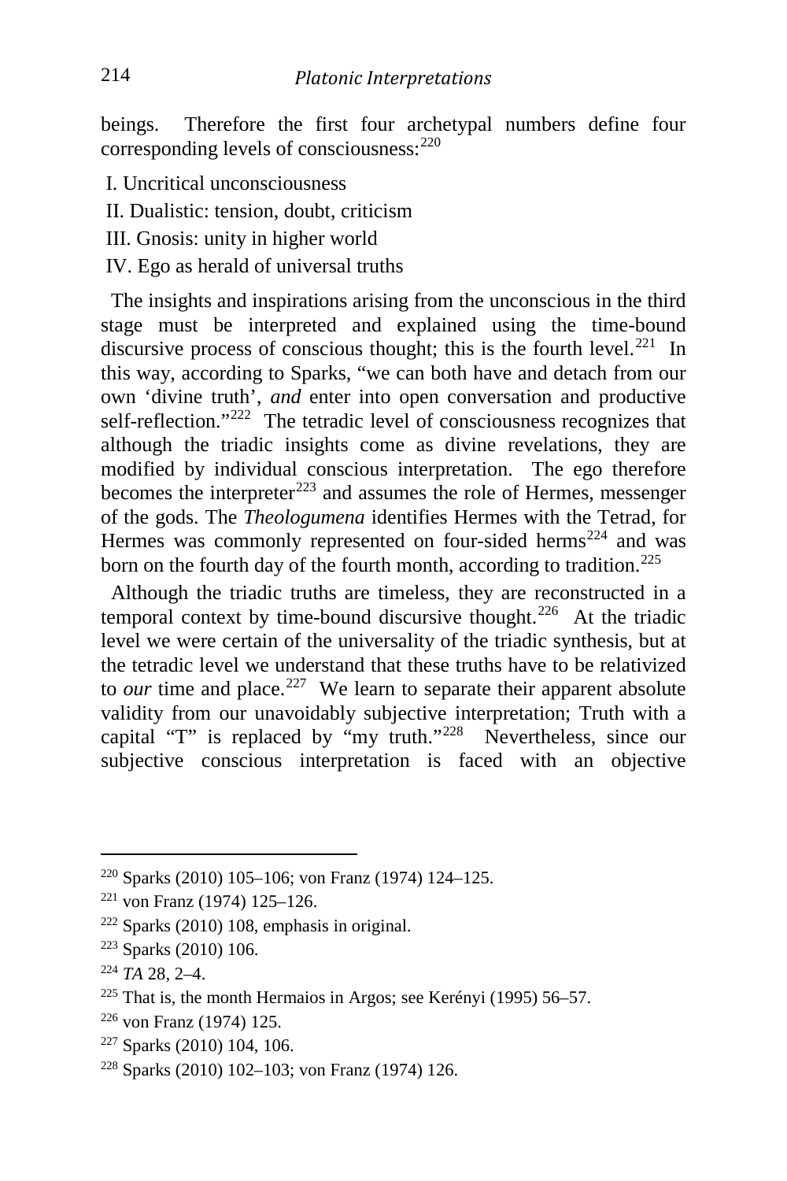beings. Therefore the first four archetypal numbers define four corresponding levels of consciousness:[220]

I. Uncritical unconsciousness

II. Dualistic: tension, doubt, criticism

III. Gnosis: unity in higher world

IV. Ego as herald of universal truths

The insights and inspirations arising from the unconscious in the third stage must be interpreted and explained using the time-bound discursive process of conscious thought; this is the fourth level.[221] In this way, according to Sparks, "we can both have and detach from our own 'divine truth', *and* enter into open conversation and productive self-reflection."[222] The tetradic level of consciousness recognizes that although the triadic insights come as divine revelations, they are modified by individual conscious interpretation. The ego therefore becomes the interpreter[223] and assumes the role of Hermes, messenger of the gods. The *Theologumena* identifies Hermes with the Tetrad, for Hermes was commonly represented on four-sided herms[224] and was born on the fourth day of the fourth month, according to tradition.[225]

Although the triadic truths are timeless, they are reconstructed in a temporal context by time-bound discursive thought.[226] At the triadic level we were certain of the universality of the triadic synthesis, but at the tetradic level we understand that these truths have to be relativized to *our* time and place.[227] We learn to separate their apparent absolute validity from our unavoidably subjective interpretation; Truth with a capital "T" is replaced by "my truth."[228] Nevertheless, since our subjective conscious interpretation is faced with an objective

---

[220] Sparks (2010) 105–106; von Franz (1974) 124–125.

[221] von Franz (1974) 125–126.

[222] Sparks (2010) 108, emphasis in original.

[223] Sparks (2010) 106.

[224] *TA* 28, 2–4.

[225] That is, the month Hermaios in Argos; see Kerényi (1995) 56–57.

[226] von Franz (1974) 125.

[227] Sparks (2010) 104, 106.

[228] Sparks (2010) 102–103; von Franz (1974) 126.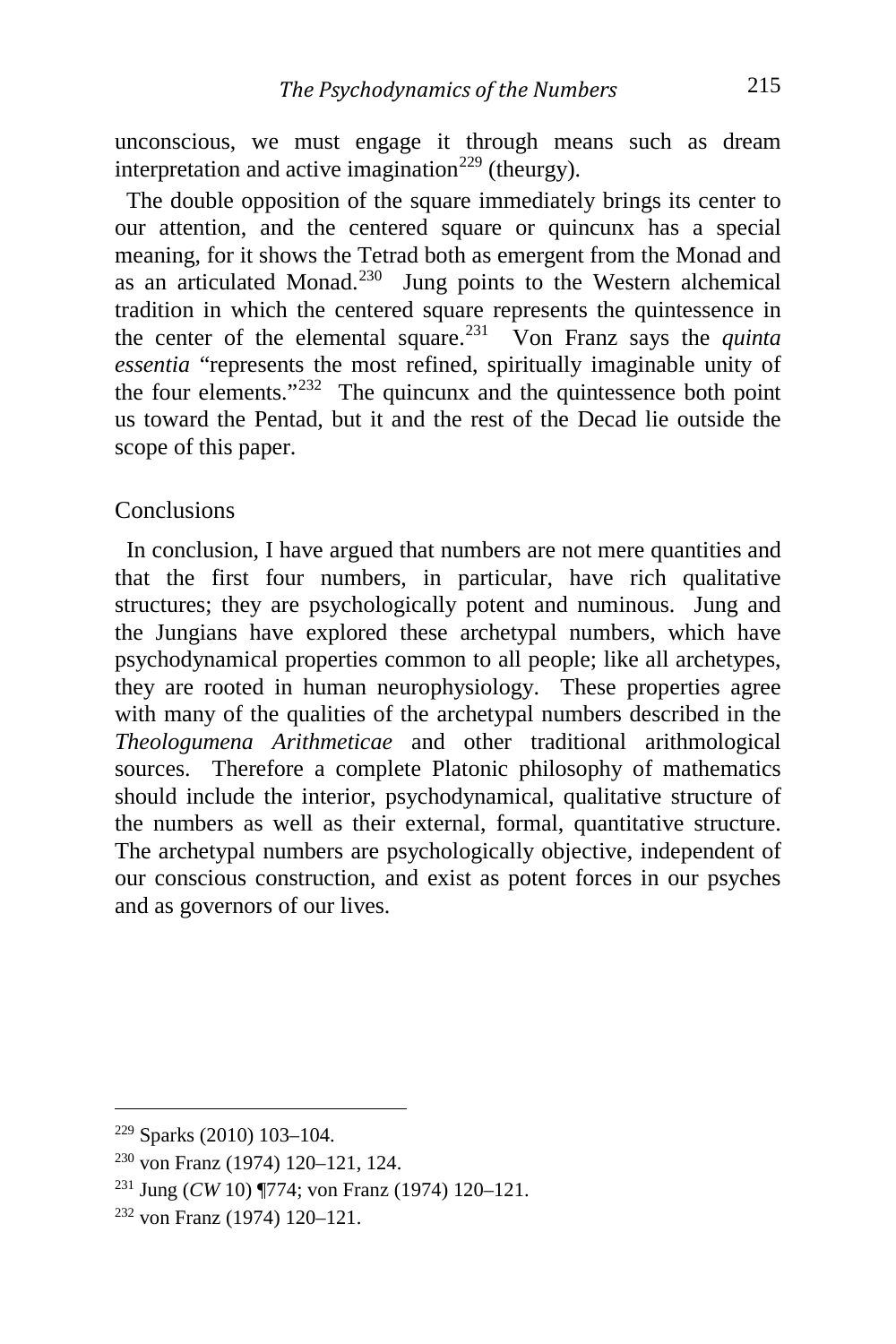unconscious, we must engage it through means such as dream interpretation and active imagination[229] (theurgy).

The double opposition of the square immediately brings its center to our attention, and the centered square or quincunx has a special meaning, for it shows the Tetrad both as emergent from the Monad and as an articulated Monad.[230] Jung points to the Western alchemical tradition in which the centered square represents the quintessence in the center of the elemental square.[231] Von Franz says the *quinta essentia* "represents the most refined, spiritually imaginable unity of the four elements."[232] The quincunx and the quintessence both point us toward the Pentad, but it and the rest of the Decad lie outside the scope of this paper.

## Conclusions

In conclusion, I have argued that numbers are not mere quantities and that the first four numbers, in particular, have rich qualitative structures; they are psychologically potent and numinous. Jung and the Jungians have explored these archetypal numbers, which have psychodynamical properties common to all people; like all archetypes, they are rooted in human neurophysiology. These properties agree with many of the qualities of the archetypal numbers described in the *Theologumena Arithmeticae* and other traditional arithmological sources. Therefore a complete Platonic philosophy of mathematics should include the interior, psychodynamical, qualitative structure of the numbers as well as their external, formal, quantitative structure. The archetypal numbers are psychologically objective, independent of our conscious construction, and exist as potent forces in our psyches and as governors of our lives.

---

[229] Sparks (2010) 103–104.

[230] von Franz (1974) 120–121, 124.

[231] Jung (*CW* 10) ¶774; von Franz (1974) 120–121.

[232] von Franz (1974) 120–121.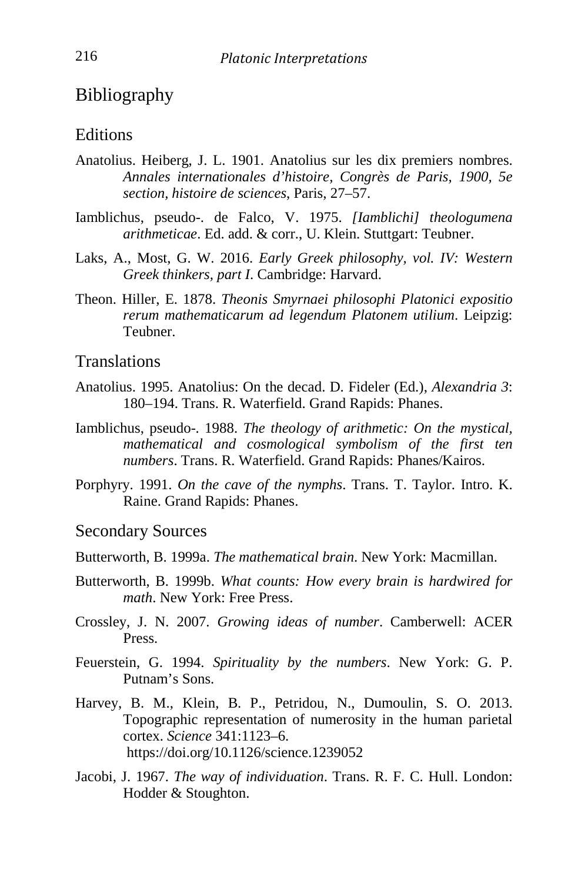# Bibliography

## Editions

Anatolius. Heiberg, J. L. 1901. Anatolius sur les dix premiers nombres. *Annales internationales d'histoire, Congrès de Paris, 1900, 5e section, histoire de sciences*, Paris, 27–57.

Iamblichus, pseudo-. de Falco, V. 1975. *[Iamblichi] theologumena arithmeticae*. Ed. add. & corr., U. Klein. Stuttgart: Teubner.

Laks, A., Most, G. W. 2016. *Early Greek philosophy, vol. IV: Western Greek thinkers, part I*. Cambridge: Harvard.

Theon. Hiller, E. 1878. *Theonis Smyrnaei philosophi Platonici expositio rerum mathematicarum ad legendum Platonem utilium*. Leipzig: Teubner.

## Translations

Anatolius. 1995. Anatolius: On the decad. D. Fideler (Ed.), *Alexandria 3*: 180–194. Trans. R. Waterfield. Grand Rapids: Phanes.

Iamblichus, pseudo-. 1988. *The theology of arithmetic: On the mystical, mathematical and cosmological symbolism of the first ten numbers*. Trans. R. Waterfield. Grand Rapids: Phanes/Kairos.

Porphyry. 1991. *On the cave of the nymphs*. Trans. T. Taylor. Intro. K. Raine. Grand Rapids: Phanes.

## Secondary Sources

Butterworth, B. 1999a. *The mathematical brain*. New York: Macmillan.

Butterworth, B. 1999b. *What counts: How every brain is hardwired for math*. New York: Free Press.

Crossley, J. N. 2007. *Growing ideas of number*. Camberwell: ACER Press.

Feuerstein, G. 1994. *Spirituality by the numbers*. New York: G. P. Putnam's Sons.

Harvey, B. M., Klein, B. P., Petridou, N., Dumoulin, S. O. 2013. Topographic representation of numerosity in the human parietal cortex. *Science* 341:1123–6. https://doi.org/10.1126/science.1239052

Jacobi, J. 1967. *The way of individuation*. Trans. R. F. C. Hull. London: Hodder & Stoughton.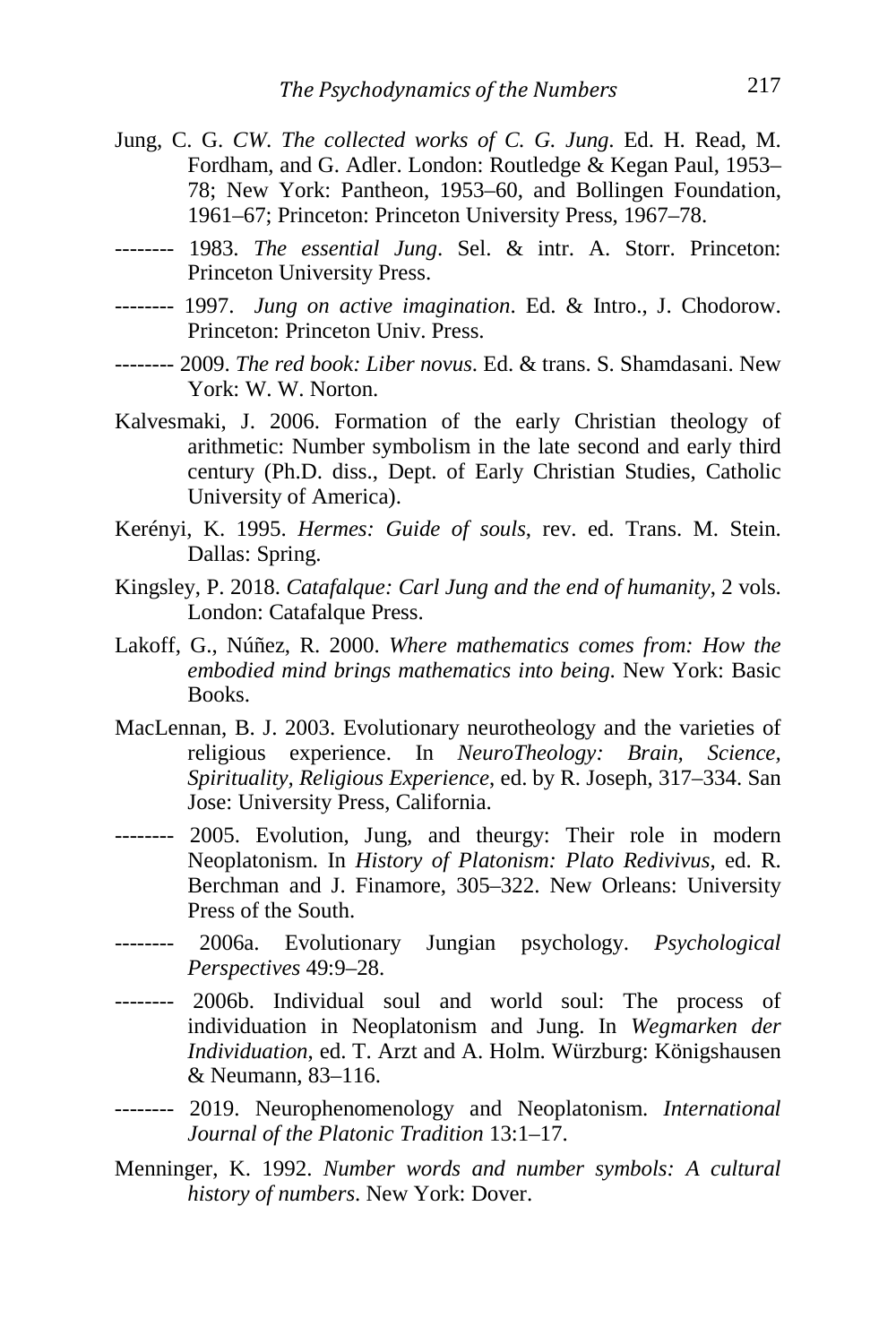Jung, C. G. *CW*. *The collected works of C. G. Jung*. Ed. H. Read, M. Fordham, and G. Adler. London: Routledge & Kegan Paul, 1953–78; New York: Pantheon, 1953–60, and Bollingen Foundation, 1961–67; Princeton: Princeton University Press, 1967–78.

-------- 1983. *The essential Jung*. Sel. & intr. A. Storr. Princeton: Princeton University Press.

-------- 1997. *Jung on active imagination*. Ed. & Intro., J. Chodorow. Princeton: Princeton Univ. Press.

-------- 2009. *The red book: Liber novus*. Ed. & trans. S. Shamdasani. New York: W. W. Norton.

Kalvesmaki, J. 2006. Formation of the early Christian theology of arithmetic: Number symbolism in the late second and early third century (Ph.D. diss., Dept. of Early Christian Studies, Catholic University of America).

Kerényi, K. 1995. *Hermes: Guide of souls*, rev. ed. Trans. M. Stein. Dallas: Spring.

Kingsley, P. 2018. *Catafalque: Carl Jung and the end of humanity*, 2 vols. London: Catafalque Press.

Lakoff, G., Núñez, R. 2000. *Where mathematics comes from: How the embodied mind brings mathematics into being*. New York: Basic Books.

MacLennan, B. J. 2003. Evolutionary neurotheology and the varieties of religious experience. In *NeuroTheology: Brain, Science, Spirituality, Religious Experience*, ed. by R. Joseph, 317–334. San Jose: University Press, California.

-------- 2005. Evolution, Jung, and theurgy: Their role in modern Neoplatonism. In *History of Platonism: Plato Redivivus*, ed. R. Berchman and J. Finamore, 305–322. New Orleans: University Press of the South.

-------- 2006a. Evolutionary Jungian psychology. *Psychological Perspectives* 49:9–28.

-------- 2006b. Individual soul and world soul: The process of individuation in Neoplatonism and Jung. In *Wegmarken der Individuation*, ed. T. Arzt and A. Holm. Würzburg: Königshausen & Neumann, 83–116.

-------- 2019. Neurophenomenology and Neoplatonism. *International Journal of the Platonic Tradition* 13:1–17.

Menninger, K. 1992. *Number words and number symbols: A cultural history of numbers*. New York: Dover.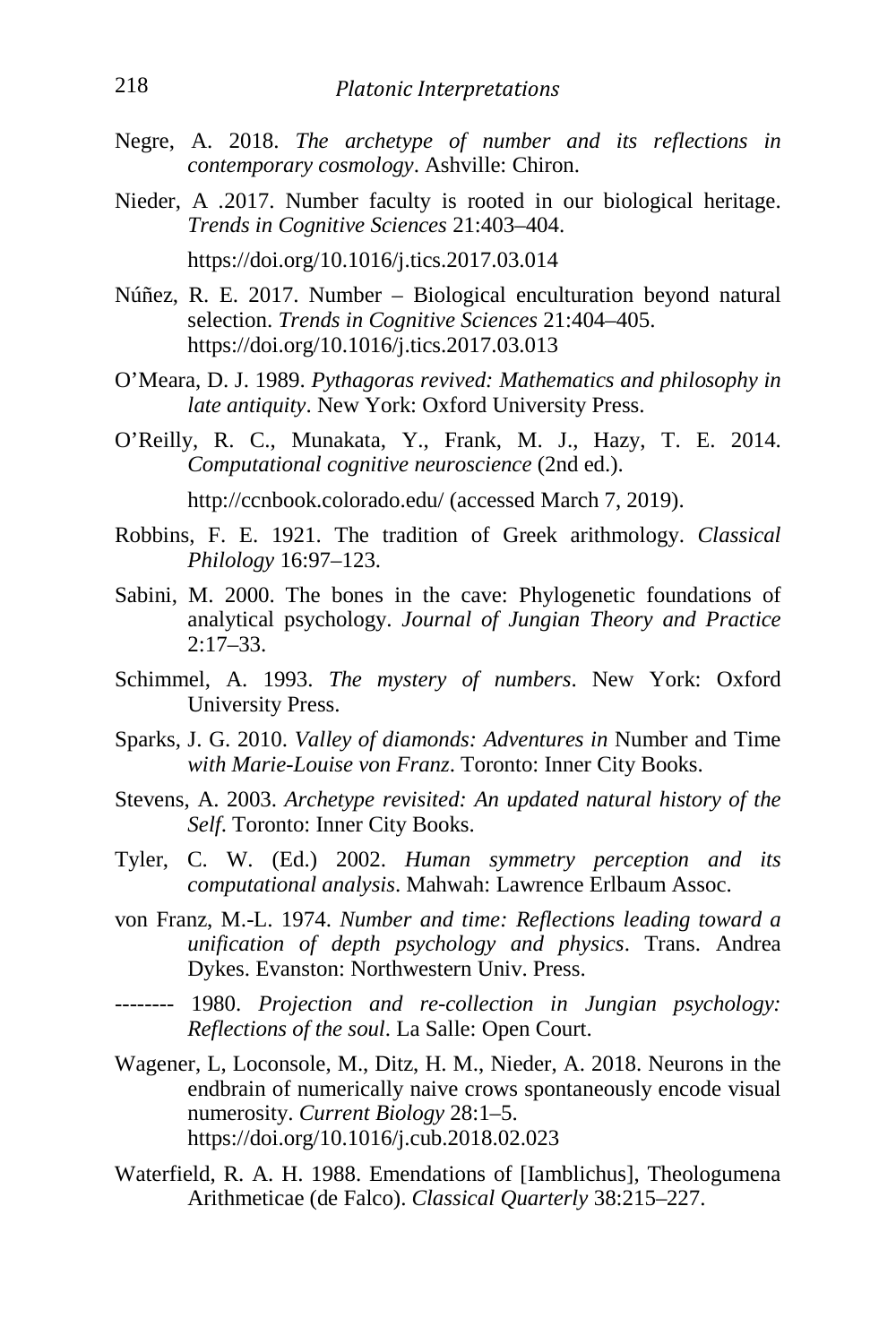Negre, A. 2018. *The archetype of number and its reflections in contemporary cosmology*. Ashville: Chiron.

Nieder, A .2017. Number faculty is rooted in our biological heritage. *Trends in Cognitive Sciences* 21:403–404.

https://doi.org/10.1016/j.tics.2017.03.014

Núñez, R. E. 2017. Number – Biological enculturation beyond natural selection. *Trends in Cognitive Sciences* 21:404–405. https://doi.org/10.1016/j.tics.2017.03.013

O'Meara, D. J. 1989. *Pythagoras revived: Mathematics and philosophy in late antiquity*. New York: Oxford University Press.

O'Reilly, R. C., Munakata, Y., Frank, M. J., Hazy, T. E. 2014. *Computational cognitive neuroscience* (2nd ed.).

http://ccnbook.colorado.edu/ (accessed March 7, 2019).

Robbins, F. E. 1921. The tradition of Greek arithmology. *Classical Philology* 16:97–123.

Sabini, M. 2000. The bones in the cave: Phylogenetic foundations of analytical psychology. *Journal of Jungian Theory and Practice* 2:17–33.

Schimmel, A. 1993. *The mystery of numbers*. New York: Oxford University Press.

Sparks, J. G. 2010. *Valley of diamonds: Adventures in* Number and Time *with Marie-Louise von Franz*. Toronto: Inner City Books.

Stevens, A. 2003. *Archetype revisited: An updated natural history of the Self*. Toronto: Inner City Books.

Tyler, C. W. (Ed.) 2002. *Human symmetry perception and its computational analysis*. Mahwah: Lawrence Erlbaum Assoc.

von Franz, M.-L. 1974. *Number and time: Reflections leading toward a unification of depth psychology and physics*. Trans. Andrea Dykes. Evanston: Northwestern Univ. Press.

-------- 1980. *Projection and re-collection in Jungian psychology: Reflections of the soul*. La Salle: Open Court.

Wagener, L, Loconsole, M., Ditz, H. M., Nieder, A. 2018. Neurons in the endbrain of numerically naive crows spontaneously encode visual numerosity. *Current Biology* 28:1–5. https://doi.org/10.1016/j.cub.2018.02.023

Waterfield, R. A. H. 1988. Emendations of [Iamblichus], Theologumena Arithmeticae (de Falco). *Classical Quarterly* 38:215–227.